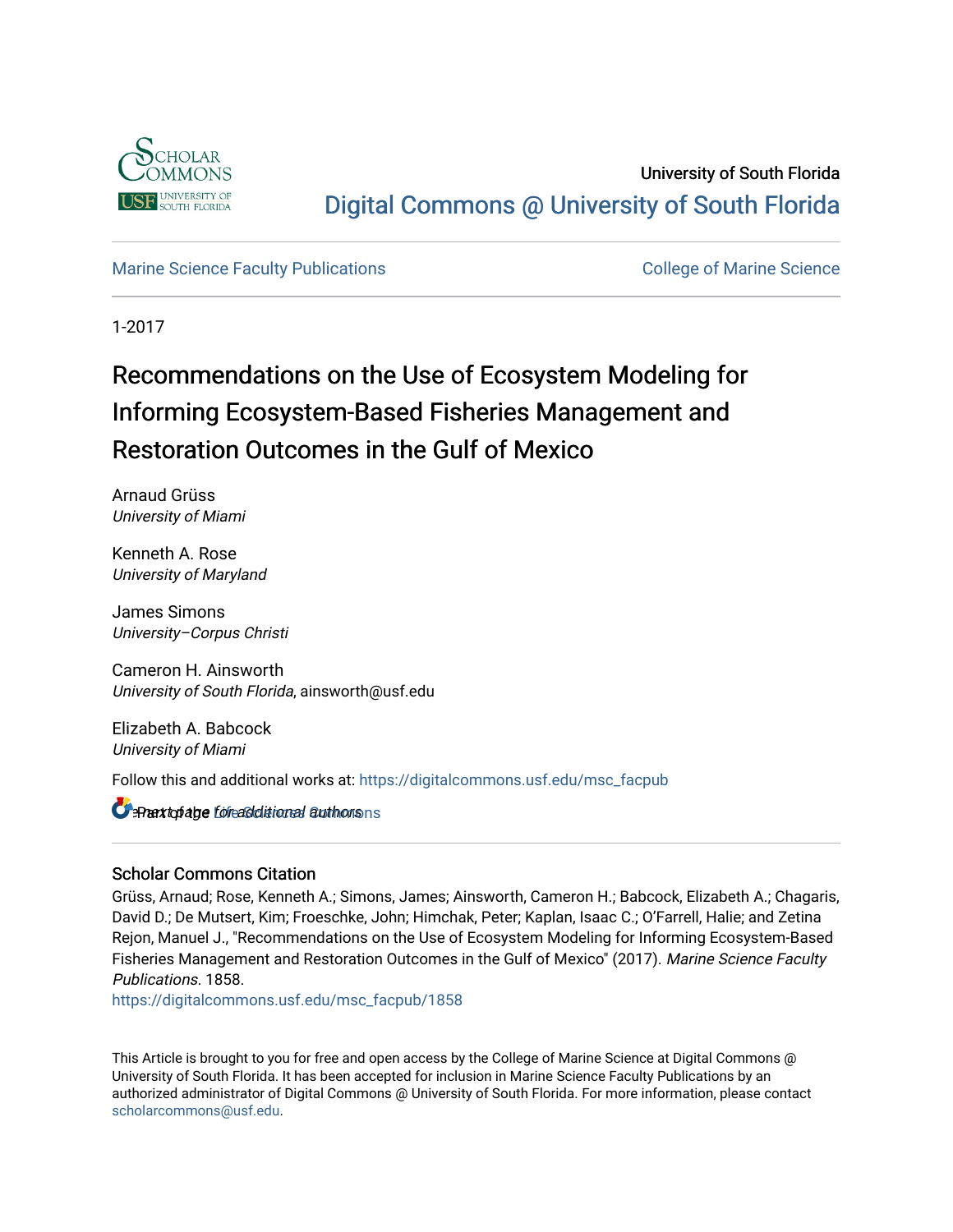University of South Florida

Digital Commons @ University of South Florida

Marine Science Faculty Publications

College of Marine Science

1-2017

# Recommendations on the Use of Ecosystem Modeling for Informing Ecosystem-Based Fisheries Management and Restoration Outcomes in the Gulf of Mexico

Arnaud Grüss
*University of Miami*

Kenneth A. Rose
*University of Maryland*

James Simons
*University–Corpus Christi*

Cameron H. Ainsworth
*University of South Florida*, ainsworth@usf.edu

Elizabeth A. Babcock
*University of Miami*

Follow this and additional works at: https://digitalcommons.usf.edu/msc_facpub

Part of the Life Sciences Commons

See next page for additional authors

## Scholar Commons Citation

Grüss, Arnaud; Rose, Kenneth A.; Simons, James; Ainsworth, Cameron H.; Babcock, Elizabeth A.; Chagaris, David D.; De Mutsert, Kim; Froeschke, John; Himchak, Peter; Kaplan, Isaac C.; O'Farrell, Halie; and Zetina Rejon, Manuel J., "Recommendations on the Use of Ecosystem Modeling for Informing Ecosystem-Based Fisheries Management and Restoration Outcomes in the Gulf of Mexico" (2017). *Marine Science Faculty Publications*. 1858.
https://digitalcommons.usf.edu/msc_facpub/1858

This Article is brought to you for free and open access by the College of Marine Science at Digital Commons @ University of South Florida. It has been accepted for inclusion in Marine Science Faculty Publications by an authorized administrator of Digital Commons @ University of South Florida. For more information, please contact scholarcommons@usf.edu.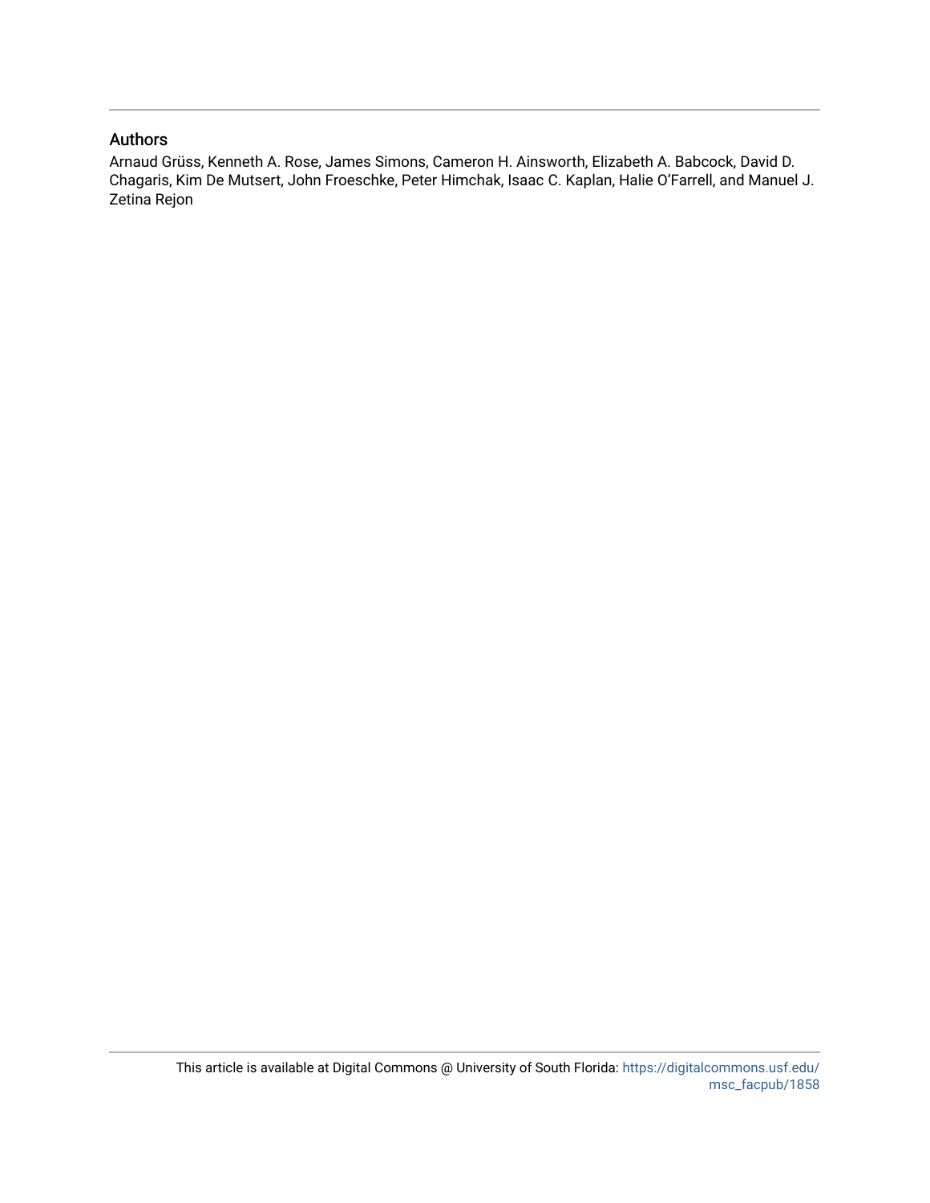## Authors

Arnaud Grüss, Kenneth A. Rose, James Simons, Cameron H. Ainsworth, Elizabeth A. Babcock, David D. Chagaris, Kim De Mutsert, John Froeschke, Peter Himchak, Isaac C. Kaplan, Halie O'Farrell, and Manuel J. Zetina Rejon

This article is available at Digital Commons @ University of South Florida: https://digitalcommons.usf.edu/msc_facpub/1858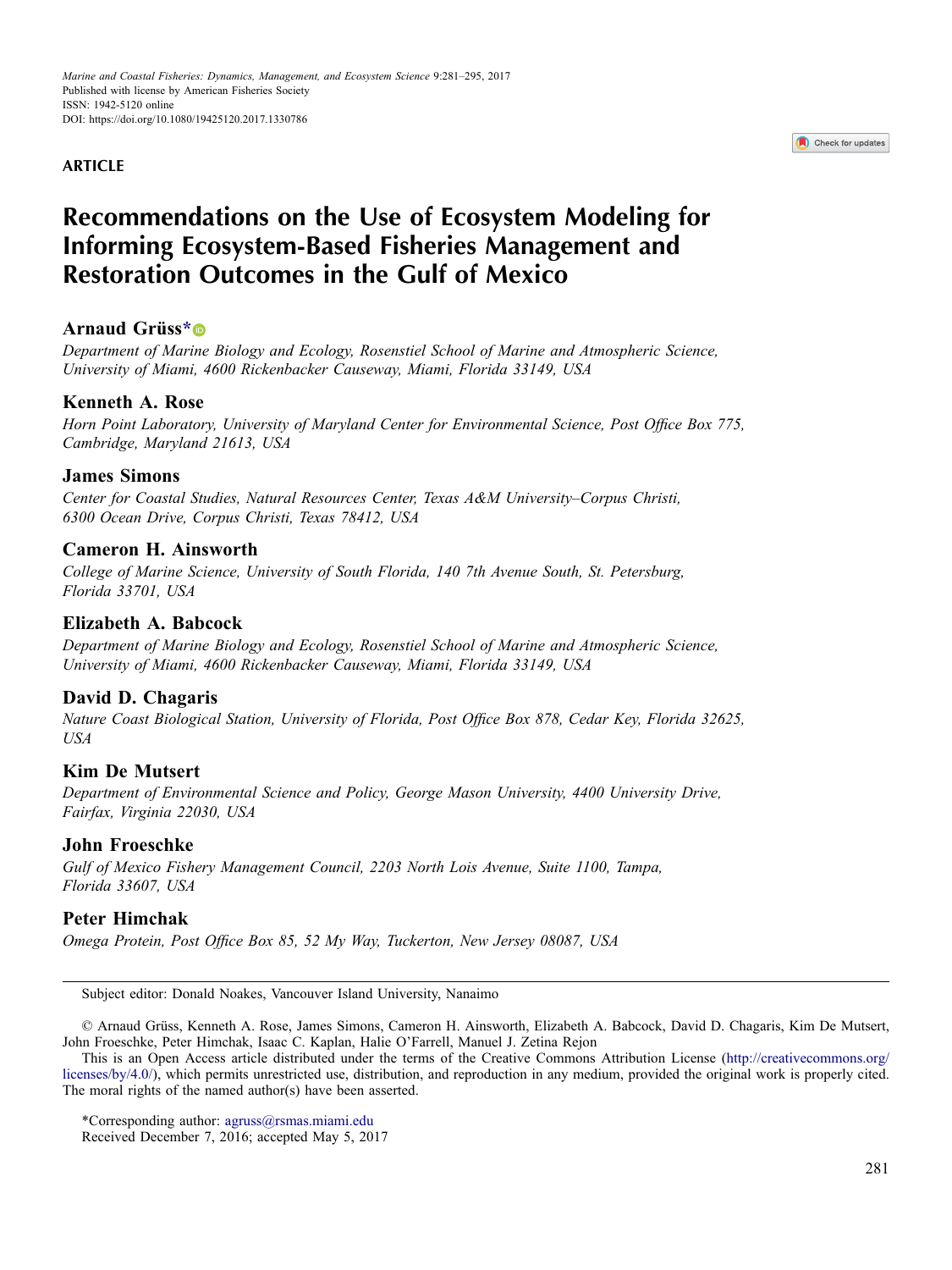ARTICLE

# Recommendations on the Use of Ecosystem Modeling for Informing Ecosystem-Based Fisheries Management and Restoration Outcomes in the Gulf of Mexico

**Arnaud Grüss***

*Department of Marine Biology and Ecology, Rosenstiel School of Marine and Atmospheric Science, University of Miami, 4600 Rickenbacker Causeway, Miami, Florida 33149, USA*

**Kenneth A. Rose**

*Horn Point Laboratory, University of Maryland Center for Environmental Science, Post Office Box 775, Cambridge, Maryland 21613, USA*

**James Simons**

*Center for Coastal Studies, Natural Resources Center, Texas A&M University–Corpus Christi, 6300 Ocean Drive, Corpus Christi, Texas 78412, USA*

**Cameron H. Ainsworth**

*College of Marine Science, University of South Florida, 140 7th Avenue South, St. Petersburg, Florida 33701, USA*

**Elizabeth A. Babcock**

*Department of Marine Biology and Ecology, Rosenstiel School of Marine and Atmospheric Science, University of Miami, 4600 Rickenbacker Causeway, Miami, Florida 33149, USA*

**David D. Chagaris**

*Nature Coast Biological Station, University of Florida, Post Office Box 878, Cedar Key, Florida 32625, USA*

**Kim De Mutsert**

*Department of Environmental Science and Policy, George Mason University, 4400 University Drive, Fairfax, Virginia 22030, USA*

**John Froeschke**

*Gulf of Mexico Fishery Management Council, 2203 North Lois Avenue, Suite 1100, Tampa, Florida 33607, USA*

**Peter Himchak**

*Omega Protein, Post Office Box 85, 52 My Way, Tuckerton, New Jersey 08087, USA*

---

Subject editor: Donald Noakes, Vancouver Island University, Nanaimo

© Arnaud Grüss, Kenneth A. Rose, James Simons, Cameron H. Ainsworth, Elizabeth A. Babcock, David D. Chagaris, Kim De Mutsert, John Froeschke, Peter Himchak, Isaac C. Kaplan, Halie O'Farrell, Manuel J. Zetina Rejon

This is an Open Access article distributed under the terms of the Creative Commons Attribution License (http://creativecommons.org/licenses/by/4.0/), which permits unrestricted use, distribution, and reproduction in any medium, provided the original work is properly cited. The moral rights of the named author(s) have been asserted.

*Corresponding author: agruss@rsmas.miami.edu

Received December 7, 2016; accepted May 5, 2017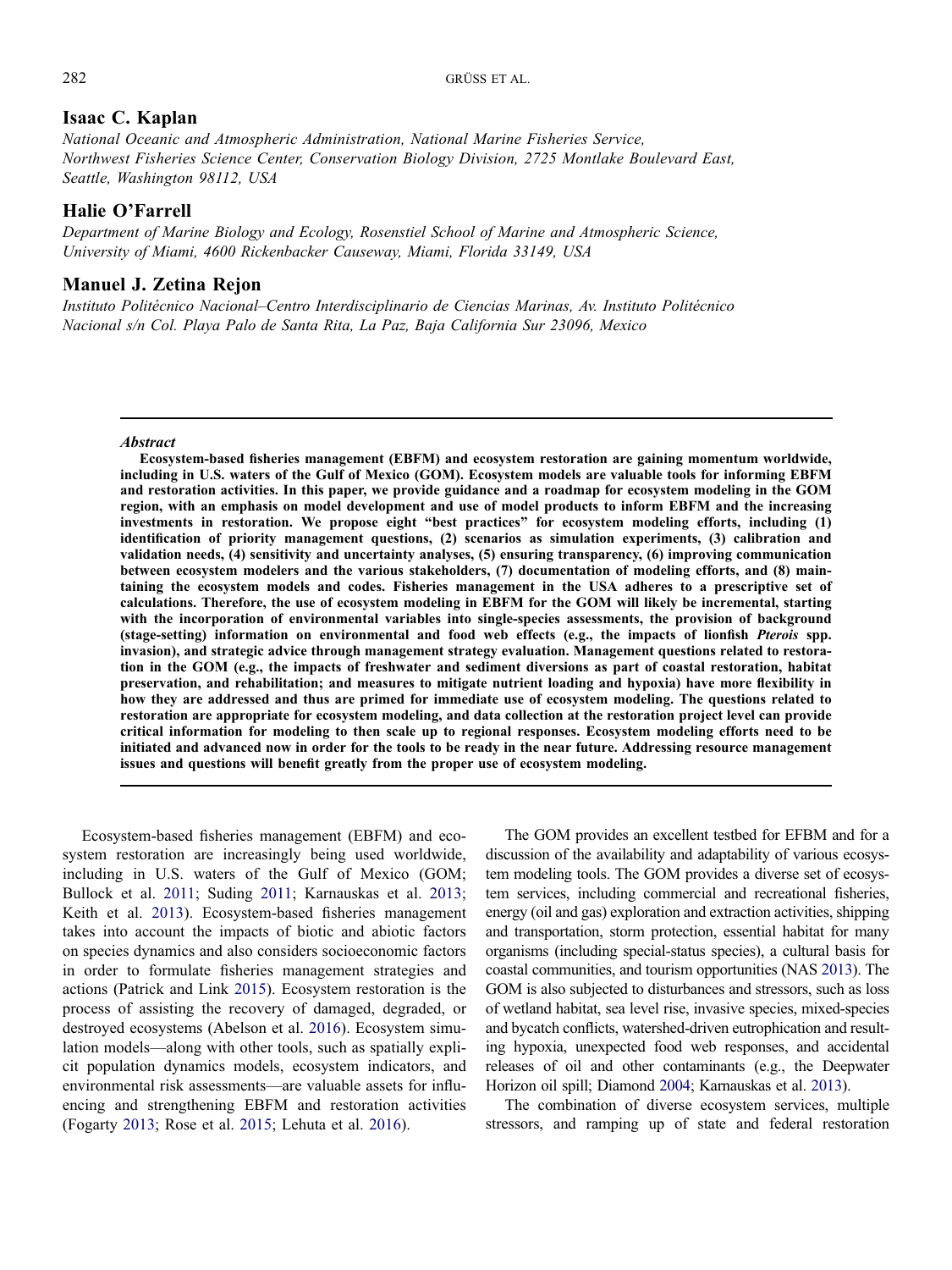### Isaac C. Kaplan

*National Oceanic and Atmospheric Administration, National Marine Fisheries Service, Northwest Fisheries Science Center, Conservation Biology Division, 2725 Montlake Boulevard East, Seattle, Washington 98112, USA*

### Halie O'Farrell

*Department of Marine Biology and Ecology, Rosenstiel School of Marine and Atmospheric Science, University of Miami, 4600 Rickenbacker Causeway, Miami, Florida 33149, USA*

### Manuel J. Zetina Rejon

*Instituto Politécnico Nacional–Centro Interdisciplinario de Ciencias Marinas, Av. Instituto Politécnico Nacional s/n Col. Playa Palo de Santa Rita, La Paz, Baja California Sur 23096, Mexico*

---

***Abstract***

**Ecosystem-based fisheries management (EBFM) and ecosystem restoration are gaining momentum worldwide, including in U.S. waters of the Gulf of Mexico (GOM). Ecosystem models are valuable tools for informing EBFM and restoration activities. In this paper, we provide guidance and a roadmap for ecosystem modeling in the GOM region, with an emphasis on model development and use of model products to inform EBFM and the increasing investments in restoration. We propose eight "best practices" for ecosystem modeling efforts, including (1) identification of priority management questions, (2) scenarios as simulation experiments, (3) calibration and validation needs, (4) sensitivity and uncertainty analyses, (5) ensuring transparency, (6) improving communication between ecosystem modelers and the various stakeholders, (7) documentation of modeling efforts, and (8) maintaining the ecosystem models and codes. Fisheries management in the USA adheres to a prescriptive set of calculations. Therefore, the use of ecosystem modeling in EBFM for the GOM will likely be incremental, starting with the incorporation of environmental variables into single-species assessments, the provision of background (stage-setting) information on environmental and food web effects (e.g., the impacts of lionfish *Pterois* spp. invasion), and strategic advice through management strategy evaluation. Management questions related to restoration in the GOM (e.g., the impacts of freshwater and sediment diversions as part of coastal restoration, habitat preservation, and rehabilitation; and measures to mitigate nutrient loading and hypoxia) have more flexibility in how they are addressed and thus are primed for immediate use of ecosystem modeling. The questions related to restoration are appropriate for ecosystem modeling, and data collection at the restoration project level can provide critical information for modeling to then scale up to regional responses. Ecosystem modeling efforts need to be initiated and advanced now in order for the tools to be ready in the near future. Addressing resource management issues and questions will benefit greatly from the proper use of ecosystem modeling.**

---

Ecosystem-based fisheries management (EBFM) and ecosystem restoration are increasingly being used worldwide, including in U.S. waters of the Gulf of Mexico (GOM; Bullock et al. 2011; Suding 2011; Karnauskas et al. 2013; Keith et al. 2013). Ecosystem-based fisheries management takes into account the impacts of biotic and abiotic factors on species dynamics and also considers socioeconomic factors in order to formulate fisheries management strategies and actions (Patrick and Link 2015). Ecosystem restoration is the process of assisting the recovery of damaged, degraded, or destroyed ecosystems (Abelson et al. 2016). Ecosystem simulation models—along with other tools, such as spatially explicit population dynamics models, ecosystem indicators, and environmental risk assessments—are valuable assets for influencing and strengthening EBFM and restoration activities (Fogarty 2013; Rose et al. 2015; Lehuta et al. 2016).

The GOM provides an excellent testbed for EFBM and for a discussion of the availability and adaptability of various ecosystem modeling tools. The GOM provides a diverse set of ecosystem services, including commercial and recreational fisheries, energy (oil and gas) exploration and extraction activities, shipping and transportation, storm protection, essential habitat for many organisms (including special-status species), a cultural basis for coastal communities, and tourism opportunities (NAS 2013). The GOM is also subjected to disturbances and stressors, such as loss of wetland habitat, sea level rise, invasive species, mixed-species and bycatch conflicts, watershed-driven eutrophication and resulting hypoxia, unexpected food web responses, and accidental releases of oil and other contaminants (e.g., the Deepwater Horizon oil spill; Diamond 2004; Karnauskas et al. 2013).

The combination of diverse ecosystem services, multiple stressors, and ramping up of state and federal restoration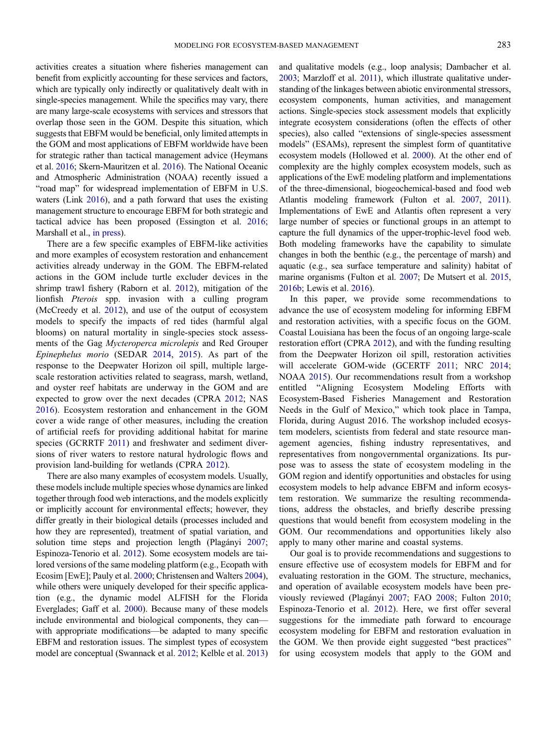activities creates a situation where fisheries management can benefit from explicitly accounting for these services and factors, which are typically only indirectly or qualitatively dealt with in single-species management. While the specifics may vary, there are many large-scale ecosystems with services and stressors that overlap those seen in the GOM. Despite this situation, which suggests that EBFM would be beneficial, only limited attempts in the GOM and most applications of EBFM worldwide have been for strategic rather than tactical management advice (Heymans et al. 2016; Skern-Mauritzen et al. 2016). The National Oceanic and Atmospheric Administration (NOAA) recently issued a "road map" for widespread implementation of EBFM in U.S. waters (Link 2016), and a path forward that uses the existing management structure to encourage EBFM for both strategic and tactical advice has been proposed (Essington et al. 2016; Marshall et al., in press).

There are a few specific examples of EBFM-like activities and more examples of ecosystem restoration and enhancement activities already underway in the GOM. The EBFM-related actions in the GOM include turtle excluder devices in the shrimp trawl fishery (Raborn et al. 2012), mitigation of the lionfish *Pterois* spp. invasion with a culling program (McCreedy et al. 2012), and use of the output of ecosystem models to specify the impacts of red tides (harmful algal blooms) on natural mortality in single-species stock assessments of the Gag *Mycteroperca microlepis* and Red Grouper *Epinephelus morio* (SEDAR 2014, 2015). As part of the response to the Deepwater Horizon oil spill, multiple large-scale restoration activities related to seagrass, marsh, wetland, and oyster reef habitats are underway in the GOM and are expected to grow over the next decades (CPRA 2012; NAS 2016). Ecosystem restoration and enhancement in the GOM cover a wide range of other measures, including the creation of artificial reefs for providing additional habitat for marine species (GCRRTF 2011) and freshwater and sediment diversions of river waters to restore natural hydrologic flows and provision land-building for wetlands (CPRA 2012).

There are also many examples of ecosystem models. Usually, these models include multiple species whose dynamics are linked together through food web interactions, and the models explicitly or implicitly account for environmental effects; however, they differ greatly in their biological details (processes included and how they are represented), treatment of spatial variation, and solution time steps and projection length (Plagányi 2007; Espinoza-Tenorio et al. 2012). Some ecosystem models are tailored versions of the same modeling platform (e.g., Ecopath with Ecosim [EwE]; Pauly et al. 2000; Christensen and Walters 2004), while others were uniquely developed for their specific application (e.g., the dynamic model ALFISH for the Florida Everglades; Gaff et al. 2000). Because many of these models include environmental and biological components, they can—with appropriate modifications—be adapted to many specific EBFM and restoration issues. The simplest types of ecosystem model are conceptual (Swannack et al. 2012; Kelble et al. 2013) and qualitative models (e.g., loop analysis; Dambacher et al. 2003; Marzloff et al. 2011), which illustrate qualitative understanding of the linkages between abiotic environmental stressors, ecosystem components, human activities, and management actions. Single-species stock assessment models that explicitly integrate ecosystem considerations (often the effects of other species), also called "extensions of single-species assessment models" (ESAMs), represent the simplest form of quantitative ecosystem models (Hollowed et al. 2000). At the other end of complexity are the highly complex ecosystem models, such as applications of the EwE modeling platform and implementations of the three-dimensional, biogeochemical-based and food web Atlantis modeling framework (Fulton et al. 2007, 2011). Implementations of EwE and Atlantis often represent a very large number of species or functional groups in an attempt to capture the full dynamics of the upper-trophic-level food web. Both modeling frameworks have the capability to simulate changes in both the benthic (e.g., the percentage of marsh) and aquatic (e.g., sea surface temperature and salinity) habitat of marine organisms (Fulton et al. 2007; De Mutsert et al. 2015, 2016b; Lewis et al. 2016).

In this paper, we provide some recommendations to advance the use of ecosystem modeling for informing EBFM and restoration activities, with a specific focus on the GOM. Coastal Louisiana has been the focus of an ongoing large-scale restoration effort (CPRA 2012), and with the funding resulting from the Deepwater Horizon oil spill, restoration activities will accelerate GOM-wide (GCERTF 2011; NRC 2014; NOAA 2015). Our recommendations result from a workshop entitled "Aligning Ecosystem Modeling Efforts with Ecosystem-Based Fisheries Management and Restoration Needs in the Gulf of Mexico," which took place in Tampa, Florida, during August 2016. The workshop included ecosystem modelers, scientists from federal and state resource management agencies, fishing industry representatives, and representatives from nongovernmental organizations. Its purpose was to assess the state of ecosystem modeling in the GOM region and identify opportunities and obstacles for using ecosystem models to help advance EBFM and inform ecosystem restoration. We summarize the resulting recommendations, address the obstacles, and briefly describe pressing questions that would benefit from ecosystem modeling in the GOM. Our recommendations and opportunities likely also apply to many other marine and coastal systems.

Our goal is to provide recommendations and suggestions to ensure effective use of ecosystem models for EBFM and for evaluating restoration in the GOM. The structure, mechanics, and operation of available ecosystem models have been previously reviewed (Plagányi 2007; FAO 2008; Fulton 2010; Espinoza-Tenorio et al. 2012). Here, we first offer several suggestions for the immediate path forward to encourage ecosystem modeling for EBFM and restoration evaluation in the GOM. We then provide eight suggested "best practices" for using ecosystem models that apply to the GOM and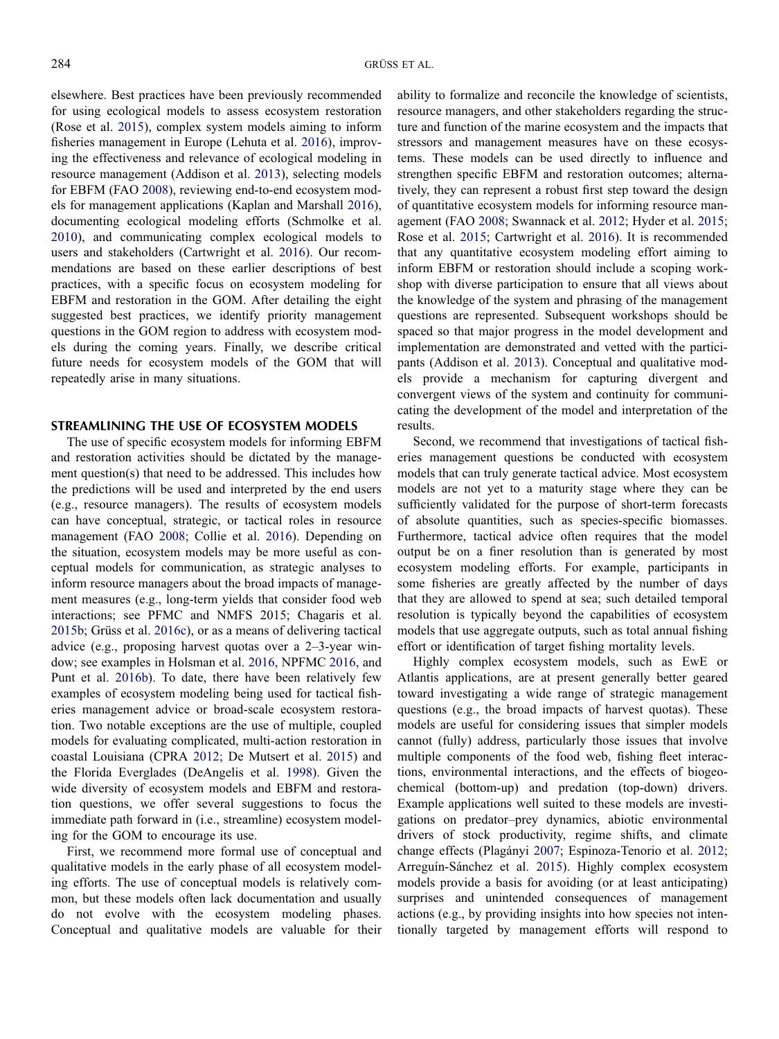elsewhere. Best practices have been previously recommended for using ecological models to assess ecosystem restoration (Rose et al. 2015), complex system models aiming to inform fisheries management in Europe (Lehuta et al. 2016), improving the effectiveness and relevance of ecological modeling in resource management (Addison et al. 2013), selecting models for EBFM (FAO 2008), reviewing end-to-end ecosystem models for management applications (Kaplan and Marshall 2016), documenting ecological modeling efforts (Schmolke et al. 2010), and communicating complex ecological models to users and stakeholders (Cartwright et al. 2016). Our recommendations are based on these earlier descriptions of best practices, with a specific focus on ecosystem modeling for EBFM and restoration in the GOM. After detailing the eight suggested best practices, we identify priority management questions in the GOM region to address with ecosystem models during the coming years. Finally, we describe critical future needs for ecosystem models of the GOM that will repeatedly arise in many situations.

## STREAMLINING THE USE OF ECOSYSTEM MODELS

The use of specific ecosystem models for informing EBFM and restoration activities should be dictated by the management question(s) that need to be addressed. This includes how the predictions will be used and interpreted by the end users (e.g., resource managers). The results of ecosystem models can have conceptual, strategic, or tactical roles in resource management (FAO 2008; Collie et al. 2016). Depending on the situation, ecosystem models may be more useful as conceptual models for communication, as strategic analyses to inform resource managers about the broad impacts of management measures (e.g., long-term yields that consider food web interactions; see PFMC and NMFS 2015; Chagaris et al. 2015b; Grüss et al. 2016c), or as a means of delivering tactical advice (e.g., proposing harvest quotas over a 2–3-year window; see examples in Holsman et al. 2016, NPFMC 2016, and Punt et al. 2016b). To date, there have been relatively few examples of ecosystem modeling being used for tactical fisheries management advice or broad-scale ecosystem restoration. Two notable exceptions are the use of multiple, coupled models for evaluating complicated, multi-action restoration in coastal Louisiana (CPRA 2012; De Mutsert et al. 2015) and the Florida Everglades (DeAngelis et al. 1998). Given the wide diversity of ecosystem models and EBFM and restoration questions, we offer several suggestions to focus the immediate path forward in (i.e., streamline) ecosystem modeling for the GOM to encourage its use.

First, we recommend more formal use of conceptual and qualitative models in the early phase of all ecosystem modeling efforts. The use of conceptual models is relatively common, but these models often lack documentation and usually do not evolve with the ecosystem modeling phases. Conceptual and qualitative models are valuable for their ability to formalize and reconcile the knowledge of scientists, resource managers, and other stakeholders regarding the structure and function of the marine ecosystem and the impacts that stressors and management measures have on these ecosystems. These models can be used directly to influence and strengthen specific EBFM and restoration outcomes; alternatively, they can represent a robust first step toward the design of quantitative ecosystem models for informing resource management (FAO 2008; Swannack et al. 2012; Hyder et al. 2015; Rose et al. 2015; Cartwright et al. 2016). It is recommended that any quantitative ecosystem modeling effort aiming to inform EBFM or restoration should include a scoping workshop with diverse participation to ensure that all views about the knowledge of the system and phrasing of the management questions are represented. Subsequent workshops should be spaced so that major progress in the model development and implementation are demonstrated and vetted with the participants (Addison et al. 2013). Conceptual and qualitative models provide a mechanism for capturing divergent and convergent views of the system and continuity for communicating the development of the model and interpretation of the results.

Second, we recommend that investigations of tactical fisheries management questions be conducted with ecosystem models that can truly generate tactical advice. Most ecosystem models are not yet to a maturity stage where they can be sufficiently validated for the purpose of short-term forecasts of absolute quantities, such as species-specific biomasses. Furthermore, tactical advice often requires that the model output be on a finer resolution than is generated by most ecosystem modeling efforts. For example, participants in some fisheries are greatly affected by the number of days that they are allowed to spend at sea; such detailed temporal resolution is typically beyond the capabilities of ecosystem models that use aggregate outputs, such as total annual fishing effort or identification of target fishing mortality levels.

Highly complex ecosystem models, such as EwE or Atlantis applications, are at present generally better geared toward investigating a wide range of strategic management questions (e.g., the broad impacts of harvest quotas). These models are useful for considering issues that simpler models cannot (fully) address, particularly those issues that involve multiple components of the food web, fishing fleet interactions, environmental interactions, and the effects of biogeochemical (bottom-up) and predation (top-down) drivers. Example applications well suited to these models are investigations on predator–prey dynamics, abiotic environmental drivers of stock productivity, regime shifts, and climate change effects (Plagányi 2007; Espinoza-Tenorio et al. 2012; Arreguín-Sánchez et al. 2015). Highly complex ecosystem models provide a basis for avoiding (or at least anticipating) surprises and unintended consequences of management actions (e.g., by providing insights into how species not intentionally targeted by management efforts will respond to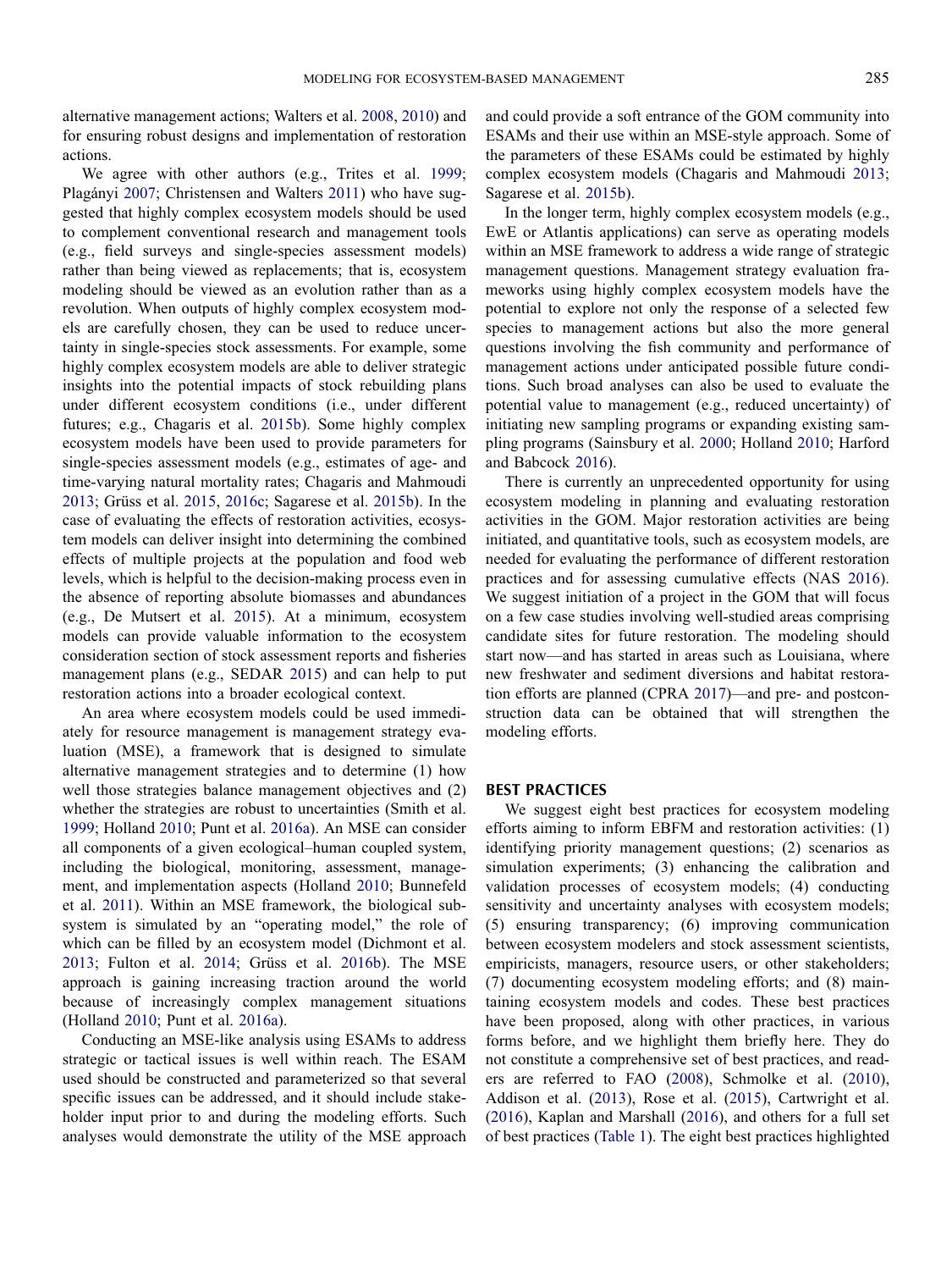alternative management actions; Walters et al. 2008, 2010) and for ensuring robust designs and implementation of restoration actions.

We agree with other authors (e.g., Trites et al. 1999; Plagányi 2007; Christensen and Walters 2011) who have suggested that highly complex ecosystem models should be used to complement conventional research and management tools (e.g., field surveys and single-species assessment models) rather than being viewed as replacements; that is, ecosystem modeling should be viewed as an evolution rather than as a revolution. When outputs of highly complex ecosystem models are carefully chosen, they can be used to reduce uncertainty in single-species stock assessments. For example, some highly complex ecosystem models are able to deliver strategic insights into the potential impacts of stock rebuilding plans under different ecosystem conditions (i.e., under different futures; e.g., Chagaris et al. 2015b). Some highly complex ecosystem models have been used to provide parameters for single-species assessment models (e.g., estimates of age- and time-varying natural mortality rates; Chagaris and Mahmoudi 2013; Grüss et al. 2015, 2016c; Sagarese et al. 2015b). In the case of evaluating the effects of restoration activities, ecosystem models can deliver insight into determining the combined effects of multiple projects at the population and food web levels, which is helpful to the decision-making process even in the absence of reporting absolute biomasses and abundances (e.g., De Mutsert et al. 2015). At a minimum, ecosystem models can provide valuable information to the ecosystem consideration section of stock assessment reports and fisheries management plans (e.g., SEDAR 2015) and can help to put restoration actions into a broader ecological context.

An area where ecosystem models could be used immediately for resource management is management strategy evaluation (MSE), a framework that is designed to simulate alternative management strategies and to determine (1) how well those strategies balance management objectives and (2) whether the strategies are robust to uncertainties (Smith et al. 1999; Holland 2010; Punt et al. 2016a). An MSE can consider all components of a given ecological–human coupled system, including the biological, monitoring, assessment, management, and implementation aspects (Holland 2010; Bunnefeld et al. 2011). Within an MSE framework, the biological subsystem is simulated by an "operating model," the role of which can be filled by an ecosystem model (Dichmont et al. 2013; Fulton et al. 2014; Grüss et al. 2016b). The MSE approach is gaining increasing traction around the world because of increasingly complex management situations (Holland 2010; Punt et al. 2016a).

Conducting an MSE-like analysis using ESAMs to address strategic or tactical issues is well within reach. The ESAM used should be constructed and parameterized so that several specific issues can be addressed, and it should include stakeholder input prior to and during the modeling efforts. Such analyses would demonstrate the utility of the MSE approach and could provide a soft entrance of the GOM community into ESAMs and their use within an MSE-style approach. Some of the parameters of these ESAMs could be estimated by highly complex ecosystem models (Chagaris and Mahmoudi 2013; Sagarese et al. 2015b).

In the longer term, highly complex ecosystem models (e.g., EwE or Atlantis applications) can serve as operating models within an MSE framework to address a wide range of strategic management questions. Management strategy evaluation frameworks using highly complex ecosystem models have the potential to explore not only the response of a selected few species to management actions but also the more general questions involving the fish community and performance of management actions under anticipated possible future conditions. Such broad analyses can also be used to evaluate the potential value to management (e.g., reduced uncertainty) of initiating new sampling programs or expanding existing sampling programs (Sainsbury et al. 2000; Holland 2010; Harford and Babcock 2016).

There is currently an unprecedented opportunity for using ecosystem modeling in planning and evaluating restoration activities in the GOM. Major restoration activities are being initiated, and quantitative tools, such as ecosystem models, are needed for evaluating the performance of different restoration practices and for assessing cumulative effects (NAS 2016). We suggest initiation of a project in the GOM that will focus on a few case studies involving well-studied areas comprising candidate sites for future restoration. The modeling should start now—and has started in areas such as Louisiana, where new freshwater and sediment diversions and habitat restoration efforts are planned (CPRA 2017)—and pre- and postconstruction data can be obtained that will strengthen the modeling efforts.

## BEST PRACTICES

We suggest eight best practices for ecosystem modeling efforts aiming to inform EBFM and restoration activities: (1) identifying priority management questions; (2) scenarios as simulation experiments; (3) enhancing the calibration and validation processes of ecosystem models; (4) conducting sensitivity and uncertainty analyses with ecosystem models; (5) ensuring transparency; (6) improving communication between ecosystem modelers and stock assessment scientists, empiricists, managers, resource users, or other stakeholders; (7) documenting ecosystem modeling efforts; and (8) maintaining ecosystem models and codes. These best practices have been proposed, along with other practices, in various forms before, and we highlight them briefly here. They do not constitute a comprehensive set of best practices, and readers are referred to FAO (2008), Schmolke et al. (2010), Addison et al. (2013), Rose et al. (2015), Cartwright et al. (2016), Kaplan and Marshall (2016), and others for a full set of best practices (Table 1). The eight best practices highlighted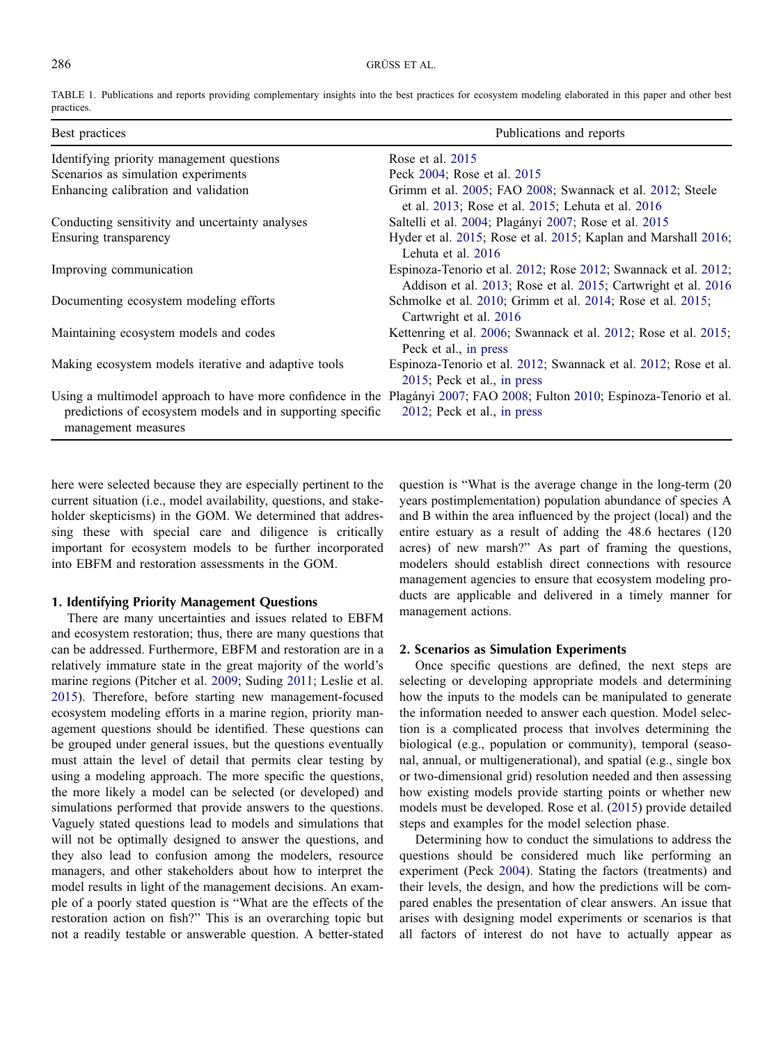TABLE 1. Publications and reports providing complementary insights into the best practices for ecosystem modeling elaborated in this paper and other best practices.

| Best practices | Publications and reports |
|---|---|
| Identifying priority management questions | Rose et al. 2015 |
| Scenarios as simulation experiments | Peck 2004; Rose et al. 2015 |
| Enhancing calibration and validation | Grimm et al. 2005; FAO 2008; Swannack et al. 2012; Steele et al. 2013; Rose et al. 2015; Lehuta et al. 2016 |
| Conducting sensitivity and uncertainty analyses | Saltelli et al. 2004; Plagányi 2007; Rose et al. 2015 |
| Ensuring transparency | Hyder et al. 2015; Rose et al. 2015; Kaplan and Marshall 2016; Lehuta et al. 2016 |
| Improving communication | Espinoza-Tenorio et al. 2012; Rose 2012; Swannack et al. 2012; Addison et al. 2013; Rose et al. 2015; Cartwright et al. 2016 |
| Documenting ecosystem modeling efforts | Schmolke et al. 2010; Grimm et al. 2014; Rose et al. 2015; Cartwright et al. 2016 |
| Maintaining ecosystem models and codes | Kettenring et al. 2006; Swannack et al. 2012; Rose et al. 2015; Peck et al., in press |
| Making ecosystem models iterative and adaptive tools | Espinoza-Tenorio et al. 2012; Swannack et al. 2012; Rose et al. 2015; Peck et al., in press |
| Using a multimodel approach to have more confidence in the predictions of ecosystem models and in supporting specific management measures | Plagányi 2007; FAO 2008; Fulton 2010; Espinoza-Tenorio et al. 2012; Peck et al., in press |

here were selected because they are especially pertinent to the current situation (i.e., model availability, questions, and stakeholder skepticisms) in the GOM. We determined that addressing these with special care and diligence is critically important for ecosystem models to be further incorporated into EBFM and restoration assessments in the GOM.

### 1. Identifying Priority Management Questions

There are many uncertainties and issues related to EBFM and ecosystem restoration; thus, there are many questions that can be addressed. Furthermore, EBFM and restoration are in a relatively immature state in the great majority of the world's marine regions (Pitcher et al. 2009; Suding 2011; Leslie et al. 2015). Therefore, before starting new management-focused ecosystem modeling efforts in a marine region, priority management questions should be identified. These questions can be grouped under general issues, but the questions eventually must attain the level of detail that permits clear testing by using a modeling approach. The more specific the questions, the more likely a model can be selected (or developed) and simulations performed that provide answers to the questions. Vaguely stated questions lead to models and simulations that will not be optimally designed to answer the questions, and they also lead to confusion among the modelers, resource managers, and other stakeholders about how to interpret the model results in light of the management decisions. An example of a poorly stated question is "What are the effects of the restoration action on fish?" This is an overarching topic but not a readily testable or answerable question. A better-stated question is "What is the average change in the long-term (20 years postimplementation) population abundance of species A and B within the area influenced by the project (local) and the entire estuary as a result of adding the 48.6 hectares (120 acres) of new marsh?" As part of framing the questions, modelers should establish direct connections with resource management agencies to ensure that ecosystem modeling products are applicable and delivered in a timely manner for management actions.

### 2. Scenarios as Simulation Experiments

Once specific questions are defined, the next steps are selecting or developing appropriate models and determining how the inputs to the models can be manipulated to generate the information needed to answer each question. Model selection is a complicated process that involves determining the biological (e.g., population or community), temporal (seasonal, annual, or multigenerational), and spatial (e.g., single box or two-dimensional grid) resolution needed and then assessing how existing models provide starting points or whether new models must be developed. Rose et al. (2015) provide detailed steps and examples for the model selection phase.

Determining how to conduct the simulations to address the questions should be considered much like performing an experiment (Peck 2004). Stating the factors (treatments) and their levels, the design, and how the predictions will be compared enables the presentation of clear answers. An issue that arises with designing model experiments or scenarios is that all factors of interest do not have to actually appear as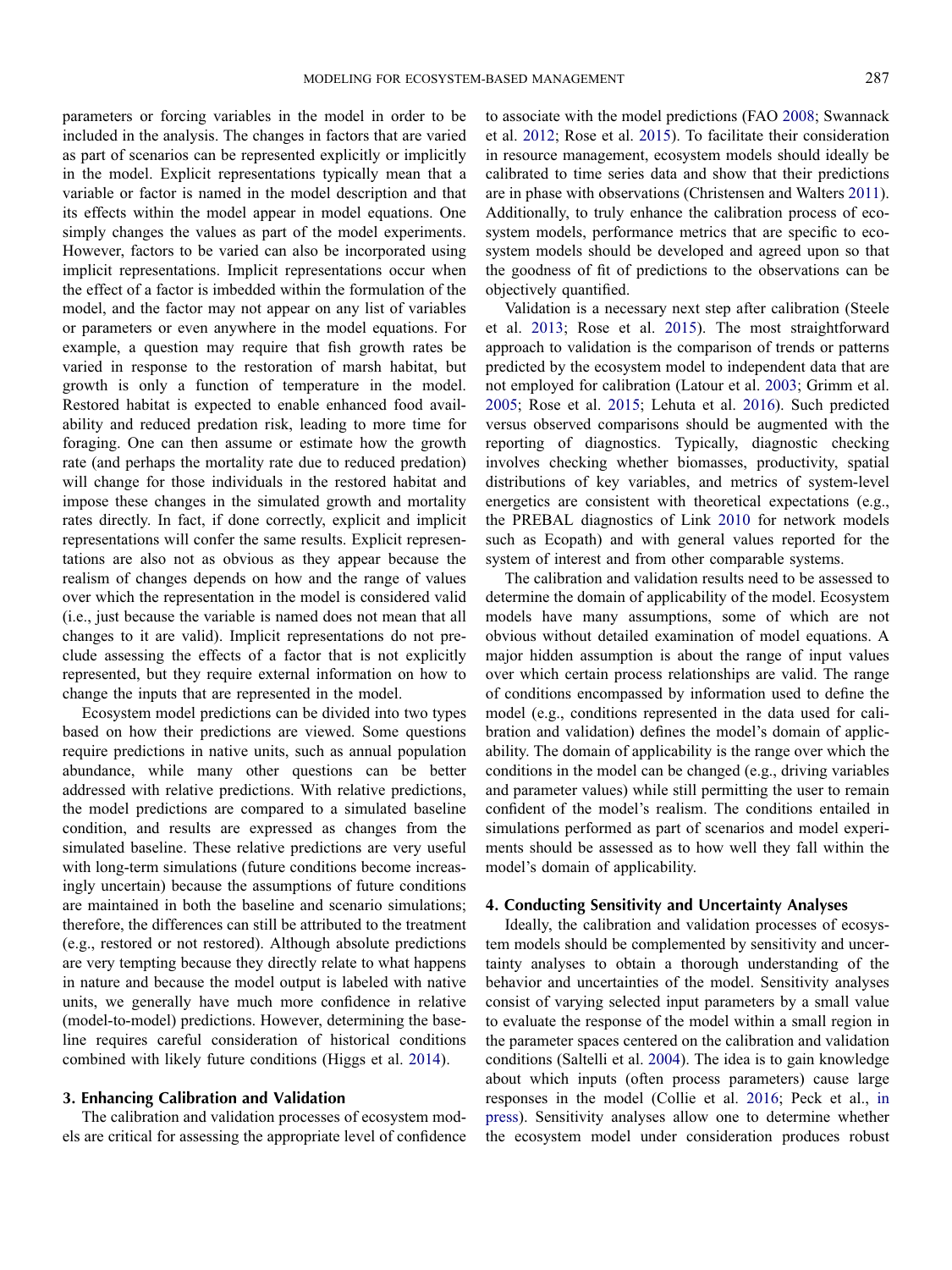parameters or forcing variables in the model in order to be included in the analysis. The changes in factors that are varied as part of scenarios can be represented explicitly or implicitly in the model. Explicit representations typically mean that a variable or factor is named in the model description and that its effects within the model appear in model equations. One simply changes the values as part of the model experiments. However, factors to be varied can also be incorporated using implicit representations. Implicit representations occur when the effect of a factor is imbedded within the formulation of the model, and the factor may not appear on any list of variables or parameters or even anywhere in the model equations. For example, a question may require that fish growth rates be varied in response to the restoration of marsh habitat, but growth is only a function of temperature in the model. Restored habitat is expected to enable enhanced food availability and reduced predation risk, leading to more time for foraging. One can then assume or estimate how the growth rate (and perhaps the mortality rate due to reduced predation) will change for those individuals in the restored habitat and impose these changes in the simulated growth and mortality rates directly. In fact, if done correctly, explicit and implicit representations will confer the same results. Explicit representations are also not as obvious as they appear because the realism of changes depends on how and the range of values over which the representation in the model is considered valid (i.e., just because the variable is named does not mean that all changes to it are valid). Implicit representations do not preclude assessing the effects of a factor that is not explicitly represented, but they require external information on how to change the inputs that are represented in the model.

Ecosystem model predictions can be divided into two types based on how their predictions are viewed. Some questions require predictions in native units, such as annual population abundance, while many other questions can be better addressed with relative predictions. With relative predictions, the model predictions are compared to a simulated baseline condition, and results are expressed as changes from the simulated baseline. These relative predictions are very useful with long-term simulations (future conditions become increasingly uncertain) because the assumptions of future conditions are maintained in both the baseline and scenario simulations; therefore, the differences can still be attributed to the treatment (e.g., restored or not restored). Although absolute predictions are very tempting because they directly relate to what happens in nature and because the model output is labeled with native units, we generally have much more confidence in relative (model-to-model) predictions. However, determining the baseline requires careful consideration of historical conditions combined with likely future conditions (Higgs et al. 2014).

## 3. Enhancing Calibration and Validation

The calibration and validation processes of ecosystem models are critical for assessing the appropriate level of confidence to associate with the model predictions (FAO 2008; Swannack et al. 2012; Rose et al. 2015). To facilitate their consideration in resource management, ecosystem models should ideally be calibrated to time series data and show that their predictions are in phase with observations (Christensen and Walters 2011). Additionally, to truly enhance the calibration process of ecosystem models, performance metrics that are specific to ecosystem models should be developed and agreed upon so that the goodness of fit of predictions to the observations can be objectively quantified.

Validation is a necessary next step after calibration (Steele et al. 2013; Rose et al. 2015). The most straightforward approach to validation is the comparison of trends or patterns predicted by the ecosystem model to independent data that are not employed for calibration (Latour et al. 2003; Grimm et al. 2005; Rose et al. 2015; Lehuta et al. 2016). Such predicted versus observed comparisons should be augmented with the reporting of diagnostics. Typically, diagnostic checking involves checking whether biomasses, productivity, spatial distributions of key variables, and metrics of system-level energetics are consistent with theoretical expectations (e.g., the PREBAL diagnostics of Link 2010 for network models such as Ecopath) and with general values reported for the system of interest and from other comparable systems.

The calibration and validation results need to be assessed to determine the domain of applicability of the model. Ecosystem models have many assumptions, some of which are not obvious without detailed examination of model equations. A major hidden assumption is about the range of input values over which certain process relationships are valid. The range of conditions encompassed by information used to define the model (e.g., conditions represented in the data used for calibration and validation) defines the model's domain of applicability. The domain of applicability is the range over which the conditions in the model can be changed (e.g., driving variables and parameter values) while still permitting the user to remain confident of the model's realism. The conditions entailed in simulations performed as part of scenarios and model experiments should be assessed as to how well they fall within the model's domain of applicability.

## 4. Conducting Sensitivity and Uncertainty Analyses

Ideally, the calibration and validation processes of ecosystem models should be complemented by sensitivity and uncertainty analyses to obtain a thorough understanding of the behavior and uncertainties of the model. Sensitivity analyses consist of varying selected input parameters by a small value to evaluate the response of the model within a small region in the parameter spaces centered on the calibration and validation conditions (Saltelli et al. 2004). The idea is to gain knowledge about which inputs (often process parameters) cause large responses in the model (Collie et al. 2016; Peck et al., in press). Sensitivity analyses allow one to determine whether the ecosystem model under consideration produces robust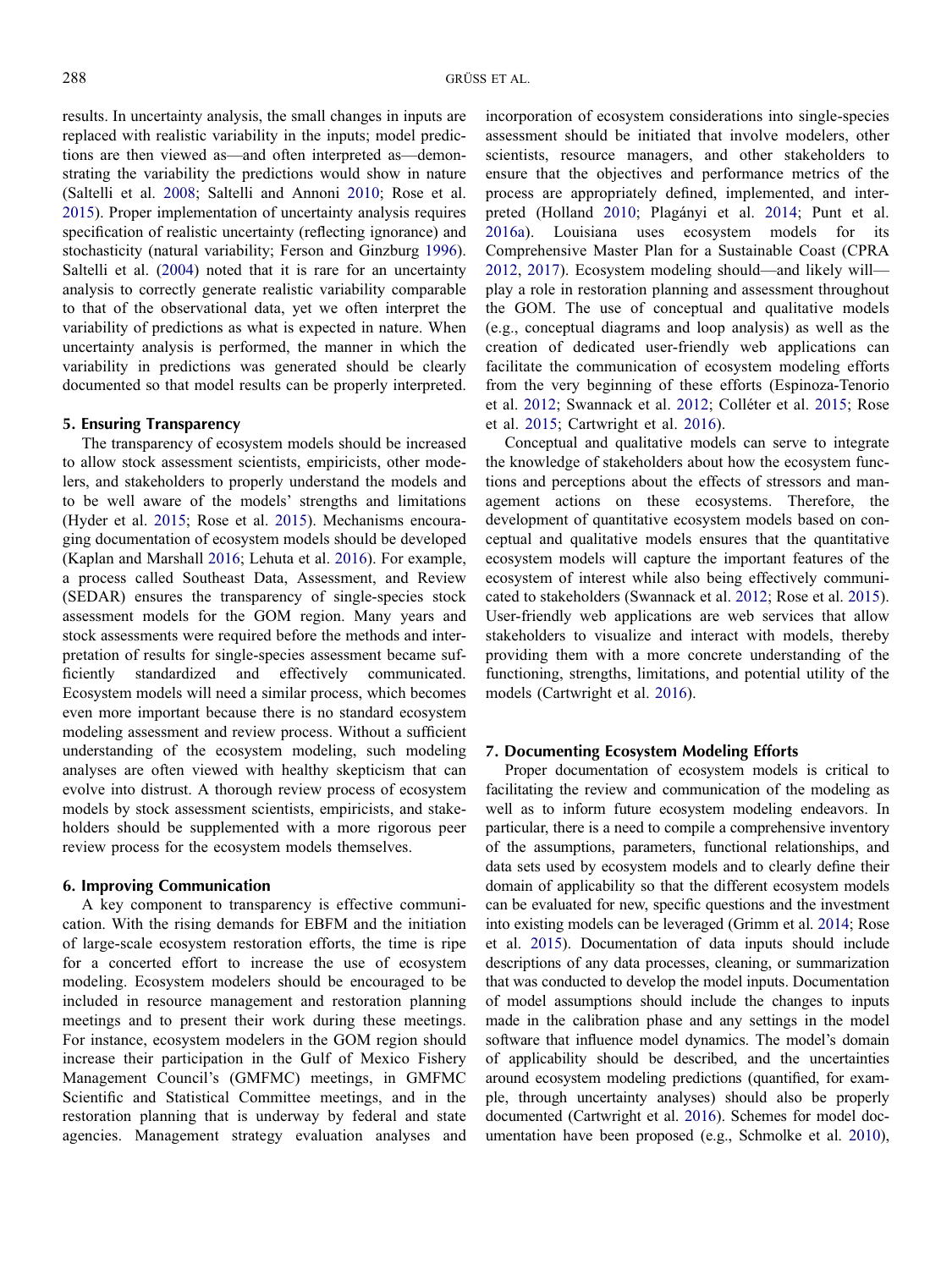results. In uncertainty analysis, the small changes in inputs are replaced with realistic variability in the inputs; model predictions are then viewed as—and often interpreted as—demonstrating the variability the predictions would show in nature (Saltelli et al. 2008; Saltelli and Annoni 2010; Rose et al. 2015). Proper implementation of uncertainty analysis requires specification of realistic uncertainty (reflecting ignorance) and stochasticity (natural variability; Ferson and Ginzburg 1996). Saltelli et al. (2004) noted that it is rare for an uncertainty analysis to correctly generate realistic variability comparable to that of the observational data, yet we often interpret the variability of predictions as what is expected in nature. When uncertainty analysis is performed, the manner in which the variability in predictions was generated should be clearly documented so that model results can be properly interpreted.

## 5. Ensuring Transparency

The transparency of ecosystem models should be increased to allow stock assessment scientists, empiricists, other modelers, and stakeholders to properly understand the models and to be well aware of the models' strengths and limitations (Hyder et al. 2015; Rose et al. 2015). Mechanisms encouraging documentation of ecosystem models should be developed (Kaplan and Marshall 2016; Lehuta et al. 2016). For example, a process called Southeast Data, Assessment, and Review (SEDAR) ensures the transparency of single-species stock assessment models for the GOM region. Many years and stock assessments were required before the methods and interpretation of results for single-species assessment became sufficiently standardized and effectively communicated. Ecosystem models will need a similar process, which becomes even more important because there is no standard ecosystem modeling assessment and review process. Without a sufficient understanding of the ecosystem modeling, such modeling analyses are often viewed with healthy skepticism that can evolve into distrust. A thorough review process of ecosystem models by stock assessment scientists, empiricists, and stakeholders should be supplemented with a more rigorous peer review process for the ecosystem models themselves.

## 6. Improving Communication

A key component to transparency is effective communication. With the rising demands for EBFM and the initiation of large-scale ecosystem restoration efforts, the time is ripe for a concerted effort to increase the use of ecosystem modeling. Ecosystem modelers should be encouraged to be included in resource management and restoration planning meetings and to present their work during these meetings. For instance, ecosystem modelers in the GOM region should increase their participation in the Gulf of Mexico Fishery Management Council's (GMFMC) meetings, in GMFMC Scientific and Statistical Committee meetings, and in the restoration planning that is underway by federal and state agencies. Management strategy evaluation analyses and incorporation of ecosystem considerations into single-species assessment should be initiated that involve modelers, other scientists, resource managers, and other stakeholders to ensure that the objectives and performance metrics of the process are appropriately defined, implemented, and interpreted (Holland 2010; Plagányi et al. 2014; Punt et al. 2016a). Louisiana uses ecosystem models for its Comprehensive Master Plan for a Sustainable Coast (CPRA 2012, 2017). Ecosystem modeling should—and likely will—play a role in restoration planning and assessment throughout the GOM. The use of conceptual and qualitative models (e.g., conceptual diagrams and loop analysis) as well as the creation of dedicated user-friendly web applications can facilitate the communication of ecosystem modeling efforts from the very beginning of these efforts (Espinoza-Tenorio et al. 2012; Swannack et al. 2012; Colléter et al. 2015; Rose et al. 2015; Cartwright et al. 2016).

Conceptual and qualitative models can serve to integrate the knowledge of stakeholders about how the ecosystem functions and perceptions about the effects of stressors and management actions on these ecosystems. Therefore, the development of quantitative ecosystem models based on conceptual and qualitative models ensures that the quantitative ecosystem models will capture the important features of the ecosystem of interest while also being effectively communicated to stakeholders (Swannack et al. 2012; Rose et al. 2015). User-friendly web applications are web services that allow stakeholders to visualize and interact with models, thereby providing them with a more concrete understanding of the functioning, strengths, limitations, and potential utility of the models (Cartwright et al. 2016).

## 7. Documenting Ecosystem Modeling Efforts

Proper documentation of ecosystem models is critical to facilitating the review and communication of the modeling as well as to inform future ecosystem modeling endeavors. In particular, there is a need to compile a comprehensive inventory of the assumptions, parameters, functional relationships, and data sets used by ecosystem models and to clearly define their domain of applicability so that the different ecosystem models can be evaluated for new, specific questions and the investment into existing models can be leveraged (Grimm et al. 2014; Rose et al. 2015). Documentation of data inputs should include descriptions of any data processes, cleaning, or summarization that was conducted to develop the model inputs. Documentation of model assumptions should include the changes to inputs made in the calibration phase and any settings in the model software that influence model dynamics. The model's domain of applicability should be described, and the uncertainties around ecosystem modeling predictions (quantified, for example, through uncertainty analyses) should also be properly documented (Cartwright et al. 2016). Schemes for model documentation have been proposed (e.g., Schmolke et al. 2010),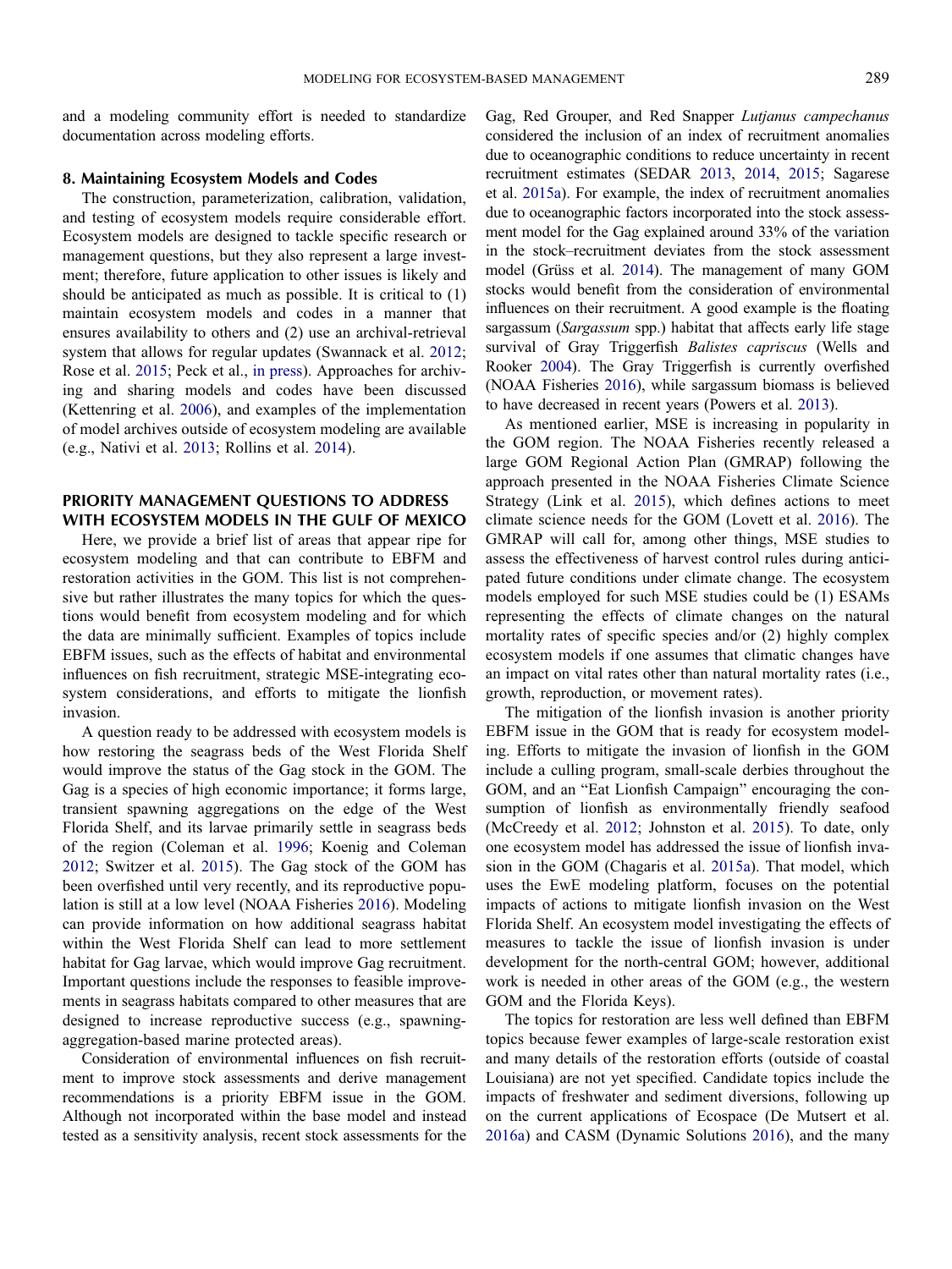and a modeling community effort is needed to standardize documentation across modeling efforts.

### 8. Maintaining Ecosystem Models and Codes

The construction, parameterization, calibration, validation, and testing of ecosystem models require considerable effort. Ecosystem models are designed to tackle specific research or management questions, but they also represent a large investment; therefore, future application to other issues is likely and should be anticipated as much as possible. It is critical to (1) maintain ecosystem models and codes in a manner that ensures availability to others and (2) use an archival-retrieval system that allows for regular updates (Swannack et al. 2012; Rose et al. 2015; Peck et al., in press). Approaches for archiving and sharing models and codes have been discussed (Kettenring et al. 2006), and examples of the implementation of model archives outside of ecosystem modeling are available (e.g., Nativi et al. 2013; Rollins et al. 2014).

## PRIORITY MANAGEMENT QUESTIONS TO ADDRESS WITH ECOSYSTEM MODELS IN THE GULF OF MEXICO

Here, we provide a brief list of areas that appear ripe for ecosystem modeling and that can contribute to EBFM and restoration activities in the GOM. This list is not comprehensive but rather illustrates the many topics for which the questions would benefit from ecosystem modeling and for which the data are minimally sufficient. Examples of topics include EBFM issues, such as the effects of habitat and environmental influences on fish recruitment, strategic MSE-integrating ecosystem considerations, and efforts to mitigate the lionfish invasion.

A question ready to be addressed with ecosystem models is how restoring the seagrass beds of the West Florida Shelf would improve the status of the Gag stock in the GOM. The Gag is a species of high economic importance; it forms large, transient spawning aggregations on the edge of the West Florida Shelf, and its larvae primarily settle in seagrass beds of the region (Coleman et al. 1996; Koenig and Coleman 2012; Switzer et al. 2015). The Gag stock of the GOM has been overfished until very recently, and its reproductive population is still at a low level (NOAA Fisheries 2016). Modeling can provide information on how additional seagrass habitat within the West Florida Shelf can lead to more settlement habitat for Gag larvae, which would improve Gag recruitment. Important questions include the responses to feasible improvements in seagrass habitats compared to other measures that are designed to increase reproductive success (e.g., spawning-aggregation-based marine protected areas).

Consideration of environmental influences on fish recruitment to improve stock assessments and derive management recommendations is a priority EBFM issue in the GOM. Although not incorporated within the base model and instead tested as a sensitivity analysis, recent stock assessments for the Gag, Red Grouper, and Red Snapper *Lutjanus campechanus* considered the inclusion of an index of recruitment anomalies due to oceanographic conditions to reduce uncertainty in recent recruitment estimates (SEDAR 2013, 2014, 2015; Sagarese et al. 2015a). For example, the index of recruitment anomalies due to oceanographic factors incorporated into the stock assessment model for the Gag explained around 33% of the variation in the stock–recruitment deviates from the stock assessment model (Grüss et al. 2014). The management of many GOM stocks would benefit from the consideration of environmental influences on their recruitment. A good example is the floating sargassum (*Sargassum* spp.) habitat that affects early life stage survival of Gray Triggerfish *Balistes capriscus* (Wells and Rooker 2004). The Gray Triggerfish is currently overfished (NOAA Fisheries 2016), while sargassum biomass is believed to have decreased in recent years (Powers et al. 2013).

As mentioned earlier, MSE is increasing in popularity in the GOM region. The NOAA Fisheries recently released a large GOM Regional Action Plan (GMRAP) following the approach presented in the NOAA Fisheries Climate Science Strategy (Link et al. 2015), which defines actions to meet climate science needs for the GOM (Lovett et al. 2016). The GMRAP will call for, among other things, MSE studies to assess the effectiveness of harvest control rules during anticipated future conditions under climate change. The ecosystem models employed for such MSE studies could be (1) ESAMs representing the effects of climate changes on the natural mortality rates of specific species and/or (2) highly complex ecosystem models if one assumes that climatic changes have an impact on vital rates other than natural mortality rates (i.e., growth, reproduction, or movement rates).

The mitigation of the lionfish invasion is another priority EBFM issue in the GOM that is ready for ecosystem modeling. Efforts to mitigate the invasion of lionfish in the GOM include a culling program, small-scale derbies throughout the GOM, and an "Eat Lionfish Campaign" encouraging the consumption of lionfish as environmentally friendly seafood (McCreedy et al. 2012; Johnston et al. 2015). To date, only one ecosystem model has addressed the issue of lionfish invasion in the GOM (Chagaris et al. 2015a). That model, which uses the EwE modeling platform, focuses on the potential impacts of actions to mitigate lionfish invasion on the West Florida Shelf. An ecosystem model investigating the effects of measures to tackle the issue of lionfish invasion is under development for the north-central GOM; however, additional work is needed in other areas of the GOM (e.g., the western GOM and the Florida Keys).

The topics for restoration are less well defined than EBFM topics because fewer examples of large-scale restoration exist and many details of the restoration efforts (outside of coastal Louisiana) are not yet specified. Candidate topics include the impacts of freshwater and sediment diversions, following up on the current applications of Ecospace (De Mutsert et al. 2016a) and CASM (Dynamic Solutions 2016), and the many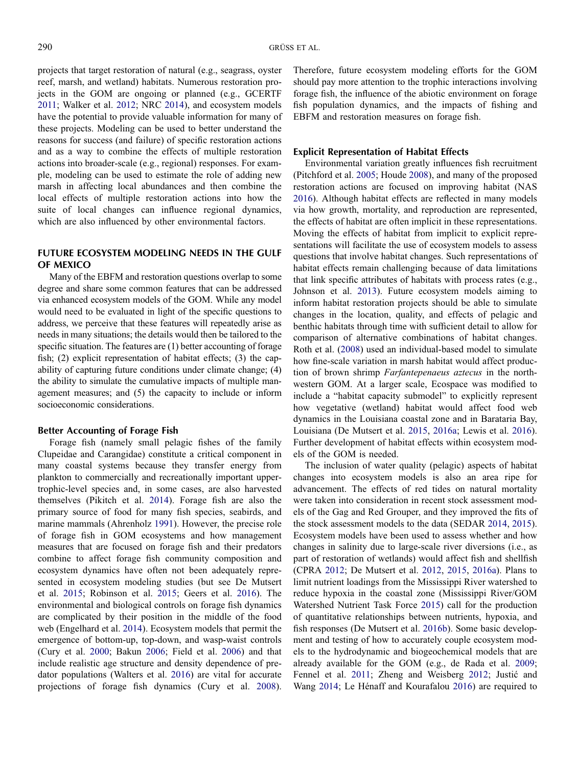projects that target restoration of natural (e.g., seagrass, oyster reef, marsh, and wetland) habitats. Numerous restoration projects in the GOM are ongoing or planned (e.g., GCERTF 2011; Walker et al. 2012; NRC 2014), and ecosystem models have the potential to provide valuable information for many of these projects. Modeling can be used to better understand the reasons for success (and failure) of specific restoration actions and as a way to combine the effects of multiple restoration actions into broader-scale (e.g., regional) responses. For example, modeling can be used to estimate the role of adding new marsh in affecting local abundances and then combine the local effects of multiple restoration actions into how the suite of local changes can influence regional dynamics, which are also influenced by other environmental factors.

## FUTURE ECOSYSTEM MODELING NEEDS IN THE GULF OF MEXICO

Many of the EBFM and restoration questions overlap to some degree and share some common features that can be addressed via enhanced ecosystem models of the GOM. While any model would need to be evaluated in light of the specific questions to address, we perceive that these features will repeatedly arise as needs in many situations; the details would then be tailored to the specific situation. The features are (1) better accounting of forage fish; (2) explicit representation of habitat effects; (3) the capability of capturing future conditions under climate change; (4) the ability to simulate the cumulative impacts of multiple management measures; and (5) the capacity to include or inform socioeconomic considerations.

### Better Accounting of Forage Fish

Forage fish (namely small pelagic fishes of the family Clupeidae and Carangidae) constitute a critical component in many coastal systems because they transfer energy from plankton to commercially and recreationally important upper-trophic-level species and, in some cases, are also harvested themselves (Pikitch et al. 2014). Forage fish are also the primary source of food for many fish species, seabirds, and marine mammals (Ahrenholz 1991). However, the precise role of forage fish in GOM ecosystems and how management measures that are focused on forage fish and their predators combine to affect forage fish community composition and ecosystem dynamics have often not been adequately represented in ecosystem modeling studies (but see De Mutsert et al. 2015; Robinson et al. 2015; Geers et al. 2016). The environmental and biological controls on forage fish dynamics are complicated by their position in the middle of the food web (Engelhard et al. 2014). Ecosystem models that permit the emergence of bottom-up, top-down, and wasp-waist controls (Cury et al. 2000; Bakun 2006; Field et al. 2006) and that include realistic age structure and density dependence of predator populations (Walters et al. 2016) are vital for accurate projections of forage fish dynamics (Cury et al. 2008). Therefore, future ecosystem modeling efforts for the GOM should pay more attention to the trophic interactions involving forage fish, the influence of the abiotic environment on forage fish population dynamics, and the impacts of fishing and EBFM and restoration measures on forage fish.

### Explicit Representation of Habitat Effects

Environmental variation greatly influences fish recruitment (Pitchford et al. 2005; Houde 2008), and many of the proposed restoration actions are focused on improving habitat (NAS 2016). Although habitat effects are reflected in many models via how growth, mortality, and reproduction are represented, the effects of habitat are often implicit in these representations. Moving the effects of habitat from implicit to explicit representations will facilitate the use of ecosystem models to assess questions that involve habitat changes. Such representations of habitat effects remain challenging because of data limitations that link specific attributes of habitats with process rates (e.g., Johnson et al. 2013). Future ecosystem models aiming to inform habitat restoration projects should be able to simulate changes in the location, quality, and effects of pelagic and benthic habitats through time with sufficient detail to allow for comparison of alternative combinations of habitat changes. Roth et al. (2008) used an individual-based model to simulate how fine-scale variation in marsh habitat would affect production of brown shrimp *Farfantepenaeus aztecus* in the northwestern GOM. At a larger scale, Ecospace was modified to include a "habitat capacity submodel" to explicitly represent how vegetative (wetland) habitat would affect food web dynamics in the Louisiana coastal zone and in Barataria Bay, Louisiana (De Mutsert et al. 2015, 2016a; Lewis et al. 2016). Further development of habitat effects within ecosystem models of the GOM is needed.

The inclusion of water quality (pelagic) aspects of habitat changes into ecosystem models is also an area ripe for advancement. The effects of red tides on natural mortality were taken into consideration in recent stock assessment models of the Gag and Red Grouper, and they improved the fits of the stock assessment models to the data (SEDAR 2014, 2015). Ecosystem models have been used to assess whether and how changes in salinity due to large-scale river diversions (i.e., as part of restoration of wetlands) would affect fish and shellfish (CPRA 2012; De Mutsert et al. 2012, 2015, 2016a). Plans to limit nutrient loadings from the Mississippi River watershed to reduce hypoxia in the coastal zone (Mississippi River/GOM Watershed Nutrient Task Force 2015) call for the production of quantitative relationships between nutrients, hypoxia, and fish responses (De Mutsert et al. 2016b). Some basic development and testing of how to accurately couple ecosystem models to the hydrodynamic and biogeochemical models that are already available for the GOM (e.g., de Rada et al. 2009; Fennel et al. 2011; Zheng and Weisberg 2012; Justić and Wang 2014; Le Hénaff and Kourafalou 2016) are required to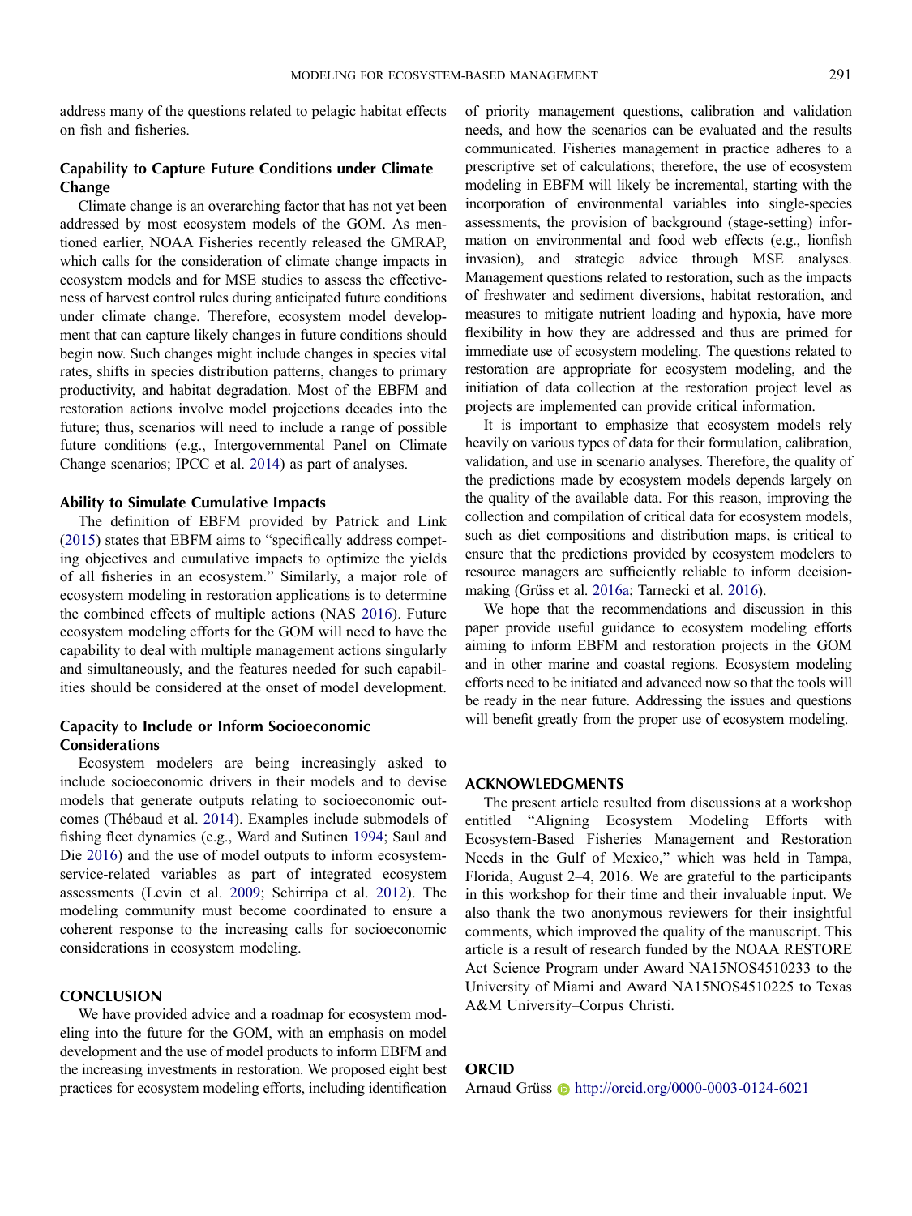address many of the questions related to pelagic habitat effects on fish and fisheries.

### Capability to Capture Future Conditions under Climate Change

Climate change is an overarching factor that has not yet been addressed by most ecosystem models of the GOM. As mentioned earlier, NOAA Fisheries recently released the GMRAP, which calls for the consideration of climate change impacts in ecosystem models and for MSE studies to assess the effectiveness of harvest control rules during anticipated future conditions under climate change. Therefore, ecosystem model development that can capture likely changes in future conditions should begin now. Such changes might include changes in species vital rates, shifts in species distribution patterns, changes to primary productivity, and habitat degradation. Most of the EBFM and restoration actions involve model projections decades into the future; thus, scenarios will need to include a range of possible future conditions (e.g., Intergovernmental Panel on Climate Change scenarios; IPCC et al. 2014) as part of analyses.

### Ability to Simulate Cumulative Impacts

The definition of EBFM provided by Patrick and Link (2015) states that EBFM aims to "specifically address competing objectives and cumulative impacts to optimize the yields of all fisheries in an ecosystem." Similarly, a major role of ecosystem modeling in restoration applications is to determine the combined effects of multiple actions (NAS 2016). Future ecosystem modeling efforts for the GOM will need to have the capability to deal with multiple management actions singularly and simultaneously, and the features needed for such capabilities should be considered at the onset of model development.

### Capacity to Include or Inform Socioeconomic Considerations

Ecosystem modelers are being increasingly asked to include socioeconomic drivers in their models and to devise models that generate outputs relating to socioeconomic outcomes (Thébaud et al. 2014). Examples include submodels of fishing fleet dynamics (e.g., Ward and Sutinen 1994; Saul and Die 2016) and the use of model outputs to inform ecosystem-service-related variables as part of integrated ecosystem assessments (Levin et al. 2009; Schirripa et al. 2012). The modeling community must become coordinated to ensure a coherent response to the increasing calls for socioeconomic considerations in ecosystem modeling.

## CONCLUSION

We have provided advice and a roadmap for ecosystem modeling into the future for the GOM, with an emphasis on model development and the use of model products to inform EBFM and the increasing investments in restoration. We proposed eight best practices for ecosystem modeling efforts, including identification of priority management questions, calibration and validation needs, and how the scenarios can be evaluated and the results communicated. Fisheries management in practice adheres to a prescriptive set of calculations; therefore, the use of ecosystem modeling in EBFM will likely be incremental, starting with the incorporation of environmental variables into single-species assessments, the provision of background (stage-setting) information on environmental and food web effects (e.g., lionfish invasion), and strategic advice through MSE analyses. Management questions related to restoration, such as the impacts of freshwater and sediment diversions, habitat restoration, and measures to mitigate nutrient loading and hypoxia, have more flexibility in how they are addressed and thus are primed for immediate use of ecosystem modeling. The questions related to restoration are appropriate for ecosystem modeling, and the initiation of data collection at the restoration project level as projects are implemented can provide critical information.

It is important to emphasize that ecosystem models rely heavily on various types of data for their formulation, calibration, validation, and use in scenario analyses. Therefore, the quality of the predictions made by ecosystem models depends largely on the quality of the available data. For this reason, improving the collection and compilation of critical data for ecosystem models, such as diet compositions and distribution maps, is critical to ensure that the predictions provided by ecosystem modelers to resource managers are sufficiently reliable to inform decision-making (Grüss et al. 2016a; Tarnecki et al. 2016).

We hope that the recommendations and discussion in this paper provide useful guidance to ecosystem modeling efforts aiming to inform EBFM and restoration projects in the GOM and in other marine and coastal regions. Ecosystem modeling efforts need to be initiated and advanced now so that the tools will be ready in the near future. Addressing the issues and questions will benefit greatly from the proper use of ecosystem modeling.

## ACKNOWLEDGMENTS

The present article resulted from discussions at a workshop entitled "Aligning Ecosystem Modeling Efforts with Ecosystem-Based Fisheries Management and Restoration Needs in the Gulf of Mexico," which was held in Tampa, Florida, August 2–4, 2016. We are grateful to the participants in this workshop for their time and their invaluable input. We also thank the two anonymous reviewers for their insightful comments, which improved the quality of the manuscript. This article is a result of research funded by the NOAA RESTORE Act Science Program under Award NA15NOS4510233 to the University of Miami and Award NA15NOS4510225 to Texas A&M University–Corpus Christi.

## ORCID

Arnaud Grüss http://orcid.org/0000-0003-0124-6021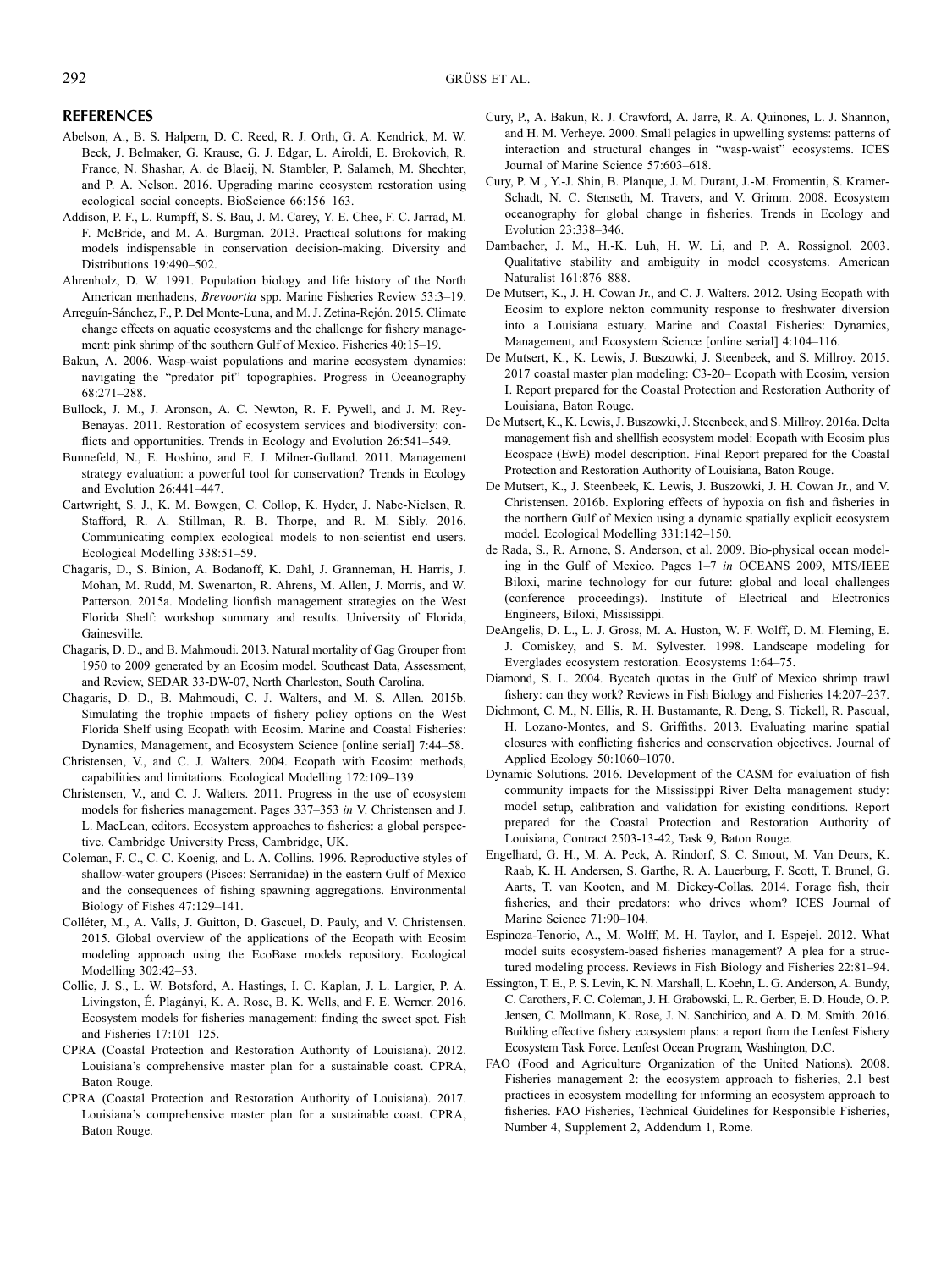## REFERENCES

Abelson, A., B. S. Halpern, D. C. Reed, R. J. Orth, G. A. Kendrick, M. W. Beck, J. Belmaker, G. Krause, G. J. Edgar, L. Airoldi, E. Brokovich, R. France, N. Shashar, A. de Blaeij, N. Stambler, P. Salameh, M. Shechter, and P. A. Nelson. 2016. Upgrading marine ecosystem restoration using ecological–social concepts. BioScience 66:156–163.

Addison, P. F., L. Rumpff, S. S. Bau, J. M. Carey, Y. E. Chee, F. C. Jarrad, M. F. McBride, and M. A. Burgman. 2013. Practical solutions for making models indispensable in conservation decision-making. Diversity and Distributions 19:490–502.

Ahrenholz, D. W. 1991. Population biology and life history of the North American menhadens, *Brevoortia* spp. Marine Fisheries Review 53:3–19.

Arreguín-Sánchez, F., P. Del Monte-Luna, and M. J. Zetina-Rejón. 2015. Climate change effects on aquatic ecosystems and the challenge for fishery management: pink shrimp of the southern Gulf of Mexico. Fisheries 40:15–19.

Bakun, A. 2006. Wasp-waist populations and marine ecosystem dynamics: navigating the "predator pit" topographies. Progress in Oceanography 68:271–288.

Bullock, J. M., J. Aronson, A. C. Newton, R. F. Pywell, and J. M. Rey-Benayas. 2011. Restoration of ecosystem services and biodiversity: conflicts and opportunities. Trends in Ecology and Evolution 26:541–549.

Bunnefeld, N., E. Hoshino, and E. J. Milner-Gulland. 2011. Management strategy evaluation: a powerful tool for conservation? Trends in Ecology and Evolution 26:441–447.

Cartwright, S. J., K. M. Bowgen, C. Collop, K. Hyder, J. Nabe-Nielsen, R. Stafford, R. A. Stillman, R. B. Thorpe, and R. M. Sibly. 2016. Communicating complex ecological models to non-scientist end users. Ecological Modelling 338:51–59.

Chagaris, D., S. Binion, A. Bodanoff, K. Dahl, J. Granneman, H. Harris, J. Mohan, M. Rudd, M. Swenarton, R. Ahrens, M. Allen, J. Morris, and W. Patterson. 2015a. Modeling lionfish management strategies on the West Florida Shelf: workshop summary and results. University of Florida, Gainesville.

Chagaris, D. D., and B. Mahmoudi. 2013. Natural mortality of Gag Grouper from 1950 to 2009 generated by an Ecosim model. Southeast Data, Assessment, and Review, SEDAR 33-DW-07, North Charleston, South Carolina.

Chagaris, D. D., B. Mahmoudi, C. J. Walters, and M. S. Allen. 2015b. Simulating the trophic impacts of fishery policy options on the West Florida Shelf using Ecopath with Ecosim. Marine and Coastal Fisheries: Dynamics, Management, and Ecosystem Science [online serial] 7:44–58.

Christensen, V., and C. J. Walters. 2004. Ecopath with Ecosim: methods, capabilities and limitations. Ecological Modelling 172:109–139.

Christensen, V., and C. J. Walters. 2011. Progress in the use of ecosystem models for fisheries management. Pages 337–353 *in* V. Christensen and J. L. MacLean, editors. Ecosystem approaches to fisheries: a global perspective. Cambridge University Press, Cambridge, UK.

Coleman, F. C., C. C. Koenig, and L. A. Collins. 1996. Reproductive styles of shallow-water groupers (Pisces: Serranidae) in the eastern Gulf of Mexico and the consequences of fishing spawning aggregations. Environmental Biology of Fishes 47:129–141.

Colléter, M., A. Valls, J. Guitton, D. Gascuel, D. Pauly, and V. Christensen. 2015. Global overview of the applications of the Ecopath with Ecosim modeling approach using the EcoBase models repository. Ecological Modelling 302:42–53.

Collie, J. S., L. W. Botsford, A. Hastings, I. C. Kaplan, J. L. Largier, P. A. Livingston, É. Plagányi, K. A. Rose, B. K. Wells, and F. E. Werner. 2016. Ecosystem models for fisheries management: finding the sweet spot. Fish and Fisheries 17:101–125.

CPRA (Coastal Protection and Restoration Authority of Louisiana). 2012. Louisiana's comprehensive master plan for a sustainable coast. CPRA, Baton Rouge.

CPRA (Coastal Protection and Restoration Authority of Louisiana). 2017. Louisiana's comprehensive master plan for a sustainable coast. CPRA, Baton Rouge.

Cury, P., A. Bakun, R. J. Crawford, A. Jarre, R. A. Quinones, L. J. Shannon, and H. M. Verheye. 2000. Small pelagics in upwelling systems: patterns of interaction and structural changes in "wasp-waist" ecosystems. ICES Journal of Marine Science 57:603–618.

Cury, P. M., Y.-J. Shin, B. Planque, J. M. Durant, J.-M. Fromentin, S. Kramer-Schadt, N. C. Stenseth, M. Travers, and V. Grimm. 2008. Ecosystem oceanography for global change in fisheries. Trends in Ecology and Evolution 23:338–346.

Dambacher, J. M., H.-K. Luh, H. W. Li, and P. A. Rossignol. 2003. Qualitative stability and ambiguity in model ecosystems. American Naturalist 161:876–888.

De Mutsert, K., J. H. Cowan Jr., and C. J. Walters. 2012. Using Ecopath with Ecosim to explore nekton community response to freshwater diversion into a Louisiana estuary. Marine and Coastal Fisheries: Dynamics, Management, and Ecosystem Science [online serial] 4:104–116.

De Mutsert, K., K. Lewis, J. Buszowski, J. Steenbeek, and S. Millroy. 2015. 2017 coastal master plan modeling: C3-20– Ecopath with Ecosim, version I. Report prepared for the Coastal Protection and Restoration Authority of Louisiana, Baton Rouge.

De Mutsert, K., K. Lewis, J. Buszowski, J. Steenbeek, and S. Millroy. 2016a. Delta management fish and shellfish ecosystem model: Ecopath with Ecosim plus Ecospace (EwE) model description. Final Report prepared for the Coastal Protection and Restoration Authority of Louisiana, Baton Rouge.

De Mutsert, K., J. Steenbeek, K. Lewis, J. Buszowski, J. H. Cowan Jr., and V. Christensen. 2016b. Exploring effects of hypoxia on fish and fisheries in the northern Gulf of Mexico using a dynamic spatially explicit ecosystem model. Ecological Modelling 331:142–150.

de Rada, S., R. Arnone, S. Anderson, et al. 2009. Bio-physical ocean modeling in the Gulf of Mexico. Pages 1–7 *in* OCEANS 2009, MTS/IEEE Biloxi, marine technology for our future: global and local challenges (conference proceedings). Institute of Electrical and Electronics Engineers, Biloxi, Mississippi.

DeAngelis, D. L., L. J. Gross, M. A. Huston, W. F. Wolff, D. M. Fleming, E. J. Comiskey, and S. M. Sylvester. 1998. Landscape modeling for Everglades ecosystem restoration. Ecosystems 1:64–75.

Diamond, S. L. 2004. Bycatch quotas in the Gulf of Mexico shrimp trawl fishery: can they work? Reviews in Fish Biology and Fisheries 14:207–237.

Dichmont, C. M., N. Ellis, R. H. Bustamante, R. Deng, S. Tickell, R. Pascual, H. Lozano-Montes, and S. Griffiths. 2013. Evaluating marine spatial closures with conflicting fisheries and conservation objectives. Journal of Applied Ecology 50:1060–1070.

Dynamic Solutions. 2016. Development of the CASM for evaluation of fish community impacts for the Mississippi River Delta management study: model setup, calibration and validation for existing conditions. Report prepared for the Coastal Protection and Restoration Authority of Louisiana, Contract 2503-13-42, Task 9, Baton Rouge.

Engelhard, G. H., M. A. Peck, A. Rindorf, S. C. Smout, M. Van Deurs, K. Raab, K. H. Andersen, S. Garthe, R. A. Lauerburg, F. Scott, T. Brunel, G. Aarts, T. van Kooten, and M. Dickey-Collas. 2014. Forage fish, their fisheries, and their predators: who drives whom? ICES Journal of Marine Science 71:90–104.

Espinoza-Tenorio, A., M. Wolff, M. H. Taylor, and I. Espejel. 2012. What model suits ecosystem-based fisheries management? A plea for a structured modeling process. Reviews in Fish Biology and Fisheries 22:81–94.

Essington, T. E., P. S. Levin, K. N. Marshall, L. Koehn, L. G. Anderson, A. Bundy, C. Carothers, F. C. Coleman, J. H. Grabowski, L. R. Gerber, E. D. Houde, O. P. Jensen, C. Mollmann, K. Rose, J. N. Sanchirico, and A. D. M. Smith. 2016. Building effective fishery ecosystem plans: a report from the Lenfest Fishery Ecosystem Task Force. Lenfest Ocean Program, Washington, D.C.

FAO (Food and Agriculture Organization of the United Nations). 2008. Fisheries management 2: the ecosystem approach to fisheries, 2.1 best practices in ecosystem modelling for informing an ecosystem approach to fisheries. FAO Fisheries, Technical Guidelines for Responsible Fisheries, Number 4, Supplement 2, Addendum 1, Rome.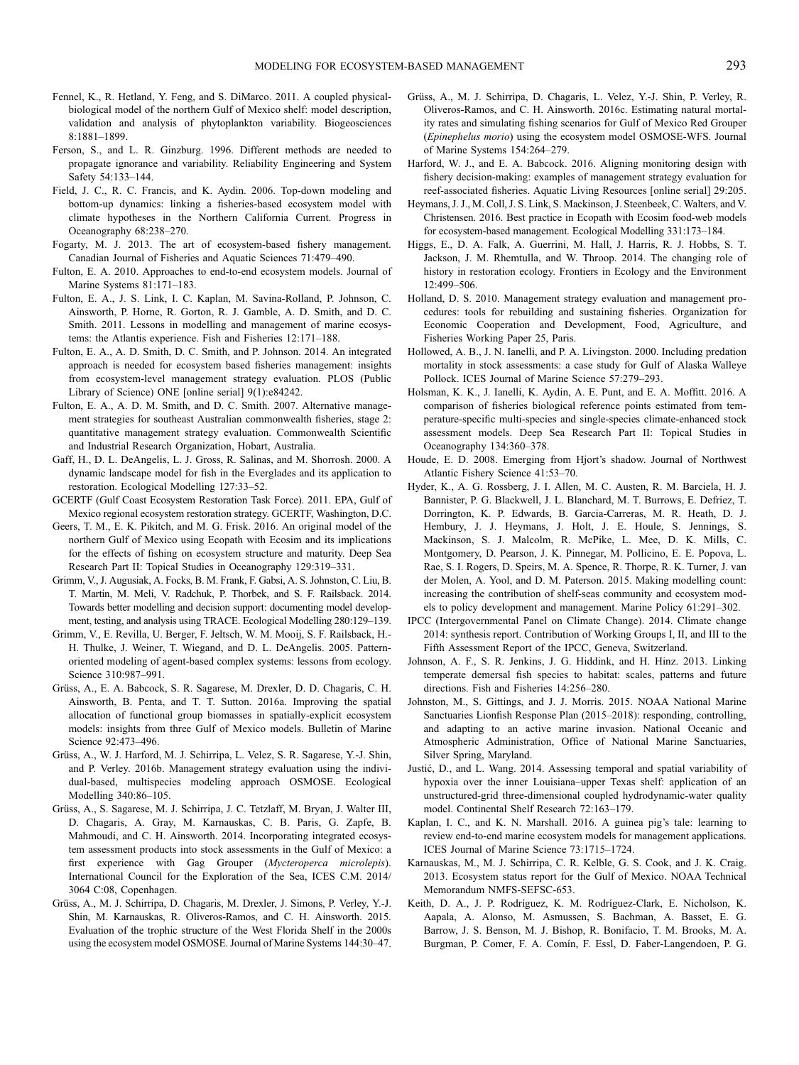Fennel, K., R. Hetland, Y. Feng, and S. DiMarco. 2011. A coupled physical-biological model of the northern Gulf of Mexico shelf: model description, validation and analysis of phytoplankton variability. Biogeosciences 8:1881–1899.

Ferson, S., and L. R. Ginzburg. 1996. Different methods are needed to propagate ignorance and variability. Reliability Engineering and System Safety 54:133–144.

Field, J. C., R. C. Francis, and K. Aydin. 2006. Top-down modeling and bottom-up dynamics: linking a fisheries-based ecosystem model with climate hypotheses in the Northern California Current. Progress in Oceanography 68:238–270.

Fogarty, M. J. 2013. The art of ecosystem-based fishery management. Canadian Journal of Fisheries and Aquatic Sciences 71:479–490.

Fulton, E. A. 2010. Approaches to end-to-end ecosystem models. Journal of Marine Systems 81:171–183.

Fulton, E. A., J. S. Link, I. C. Kaplan, M. Savina-Rolland, P. Johnson, C. Ainsworth, P. Horne, R. Gorton, R. J. Gamble, A. D. Smith, and D. C. Smith. 2011. Lessons in modelling and management of marine ecosystems: the Atlantis experience. Fish and Fisheries 12:171–188.

Fulton, E. A., A. D. Smith, D. C. Smith, and P. Johnson. 2014. An integrated approach is needed for ecosystem based fisheries management: insights from ecosystem-level management strategy evaluation. PLOS (Public Library of Science) ONE [online serial] 9(1):e84242.

Fulton, E. A., A. D. M. Smith, and D. C. Smith. 2007. Alternative management strategies for southeast Australian commonwealth fisheries, stage 2: quantitative management strategy evaluation. Commonwealth Scientific and Industrial Research Organization, Hobart, Australia.

Gaff, H., D. L. DeAngelis, L. J. Gross, R. Salinas, and M. Shorrosh. 2000. A dynamic landscape model for fish in the Everglades and its application to restoration. Ecological Modelling 127:33–52.

GCERTF (Gulf Coast Ecosystem Restoration Task Force). 2011. EPA, Gulf of Mexico regional ecosystem restoration strategy. GCERTF, Washington, D.C.

Geers, T. M., E. K. Pikitch, and M. G. Frisk. 2016. An original model of the northern Gulf of Mexico using Ecopath with Ecosim and its implications for the effects of fishing on ecosystem structure and maturity. Deep Sea Research Part II: Topical Studies in Oceanography 129:319–331.

Grimm, V., J. Augusiak, A. Focks, B. M. Frank, F. Gabsi, A. S. Johnston, C. Liu, B. T. Martin, M. Meli, V. Radchuk, P. Thorbek, and S. F. Railsback. 2014. Towards better modelling and decision support: documenting model development, testing, and analysis using TRACE. Ecological Modelling 280:129–139.

Grimm, V., E. Revilla, U. Berger, F. Jeltsch, W. M. Mooij, S. F. Railsback, H.-H. Thulke, J. Weiner, T. Wiegand, and D. L. DeAngelis. 2005. Pattern-oriented modeling of agent-based complex systems: lessons from ecology. Science 310:987–991.

Grüss, A., E. A. Babcock, S. R. Sagarese, M. Drexler, D. D. Chagaris, C. H. Ainsworth, B. Penta, and T. T. Sutton. 2016a. Improving the spatial allocation of functional group biomasses in spatially-explicit ecosystem models: insights from three Gulf of Mexico models. Bulletin of Marine Science 92:473–496.

Grüss, A., W. J. Harford, M. J. Schirripa, L. Velez, S. R. Sagarese, Y.-J. Shin, and P. Verley. 2016b. Management strategy evaluation using the individual-based, multispecies modeling approach OSMOSE. Ecological Modelling 340:86–105.

Grüss, A., S. Sagarese, M. J. Schirripa, J. C. Tetzlaff, M. Bryan, J. Walter III, D. Chagaris, A. Gray, M. Karnauskas, C. B. Paris, G. Zapfe, B. Mahmoudi, and C. H. Ainsworth. 2014. Incorporating integrated ecosystem assessment products into stock assessments in the Gulf of Mexico: a first experience with Gag Grouper (*Mycteroperca microlepis*). International Council for the Exploration of the Sea, ICES C.M. 2014/3064 C:08, Copenhagen.

Grüss, A., M. J. Schirripa, D. Chagaris, M. Drexler, J. Simons, P. Verley, Y.-J. Shin, M. Karnauskas, R. Oliveros-Ramos, and C. H. Ainsworth. 2015. Evaluation of the trophic structure of the West Florida Shelf in the 2000s using the ecosystem model OSMOSE. Journal of Marine Systems 144:30–47.

Grüss, A., M. J. Schirripa, D. Chagaris, L. Velez, Y.-J. Shin, P. Verley, R. Oliveros-Ramos, and C. H. Ainsworth. 2016c. Estimating natural mortality rates and simulating fishing scenarios for Gulf of Mexico Red Grouper (*Epinephelus morio*) using the ecosystem model OSMOSE-WFS. Journal of Marine Systems 154:264–279.

Harford, W. J., and E. A. Babcock. 2016. Aligning monitoring design with fishery decision-making: examples of management strategy evaluation for reef-associated fisheries. Aquatic Living Resources [online serial] 29:205.

Heymans, J. J., M. Coll, J. S. Link, S. Mackinson, J. Steenbeek, C. Walters, and V. Christensen. 2016. Best practice in Ecopath with Ecosim food-web models for ecosystem-based management. Ecological Modelling 331:173–184.

Higgs, E., D. A. Falk, A. Guerrini, M. Hall, J. Harris, R. J. Hobbs, S. T. Jackson, J. M. Rhemtulla, and W. Throop. 2014. The changing role of history in restoration ecology. Frontiers in Ecology and the Environment 12:499–506.

Holland, D. S. 2010. Management strategy evaluation and management procedures: tools for rebuilding and sustaining fisheries. Organization for Economic Cooperation and Development, Food, Agriculture, and Fisheries Working Paper 25, Paris.

Hollowed, A. B., J. N. Ianelli, and P. A. Livingston. 2000. Including predation mortality in stock assessments: a case study for Gulf of Alaska Walleye Pollock. ICES Journal of Marine Science 57:279–293.

Holsman, K. K., J. Ianelli, K. Aydin, A. E. Punt, and E. A. Moffitt. 2016. A comparison of fisheries biological reference points estimated from temperature-specific multi-species and single-species climate-enhanced stock assessment models. Deep Sea Research Part II: Topical Studies in Oceanography 134:360–378.

Houde, E. D. 2008. Emerging from Hjort's shadow. Journal of Northwest Atlantic Fishery Science 41:53–70.

Hyder, K., A. G. Rossberg, J. I. Allen, M. C. Austen, R. M. Barciela, H. J. Bannister, P. G. Blackwell, J. L. Blanchard, M. T. Burrows, E. Defriez, T. Dorrington, K. P. Edwards, B. Garcia-Carreras, M. R. Heath, D. J. Hembury, J. J. Heymans, J. Holt, J. E. Houle, S. Jennings, S. Mackinson, S. J. Malcolm, R. McPike, L. Mee, D. K. Mills, C. Montgomery, D. Pearson, J. K. Pinnegar, M. Pollicino, E. E. Popova, L. Rae, S. I. Rogers, D. Speirs, M. A. Spence, R. Thorpe, R. K. Turner, J. van der Molen, A. Yool, and D. M. Paterson. 2015. Making modelling count: increasing the contribution of shelf-seas community and ecosystem models to policy development and management. Marine Policy 61:291–302.

IPCC (Intergovernmental Panel on Climate Change). 2014. Climate change 2014: synthesis report. Contribution of Working Groups I, II, and III to the Fifth Assessment Report of the IPCC, Geneva, Switzerland.

Johnson, A. F., S. R. Jenkins, J. G. Hiddink, and H. Hinz. 2013. Linking temperate demersal fish species to habitat: scales, patterns and future directions. Fish and Fisheries 14:256–280.

Johnston, M., S. Gittings, and J. J. Morris. 2015. NOAA National Marine Sanctuaries Lionfish Response Plan (2015–2018): responding, controlling, and adapting to an active marine invasion. National Oceanic and Atmospheric Administration, Office of National Marine Sanctuaries, Silver Spring, Maryland.

Justić, D., and L. Wang. 2014. Assessing temporal and spatial variability of hypoxia over the inner Louisiana–upper Texas shelf: application of an unstructured-grid three-dimensional coupled hydrodynamic-water quality model. Continental Shelf Research 72:163–179.

Kaplan, I. C., and K. N. Marshall. 2016. A guinea pig's tale: learning to review end-to-end marine ecosystem models for management applications. ICES Journal of Marine Science 73:1715–1724.

Karnauskas, M., M. J. Schirripa, C. R. Kelble, G. S. Cook, and J. K. Craig. 2013. Ecosystem status report for the Gulf of Mexico. NOAA Technical Memorandum NMFS-SEFSC-653.

Keith, D. A., J. P. Rodríguez, K. M. Rodríguez-Clark, E. Nicholson, K. Aapala, A. Alonso, M. Asmussen, S. Bachman, A. Basset, E. G. Barrow, J. S. Benson, M. J. Bishop, R. Bonifacio, T. M. Brooks, M. A. Burgman, P. Comer, F. A. Comín, F. Essl, D. Faber-Langendoen, P. G.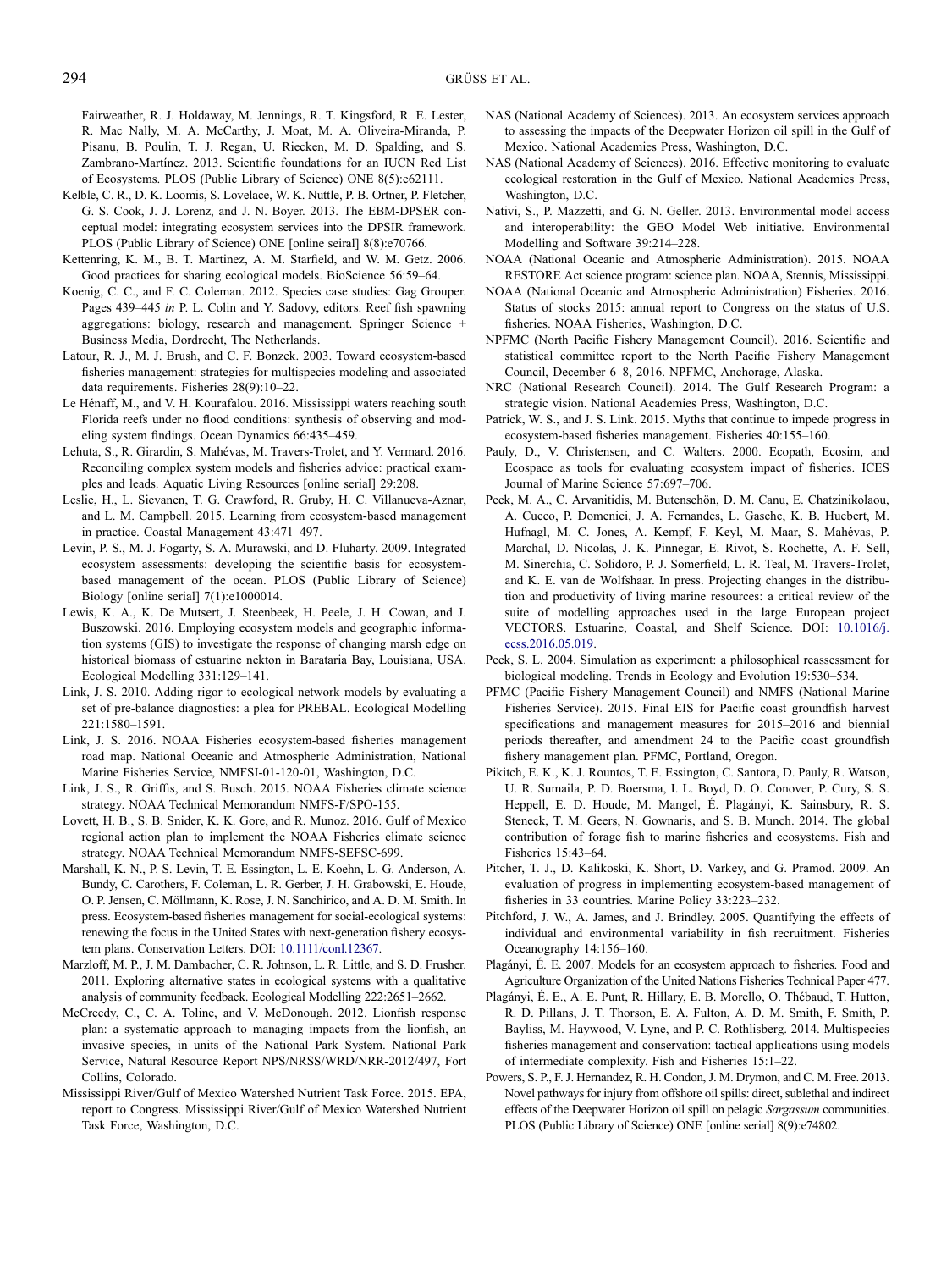Fairweather, R. J. Holdaway, M. Jennings, R. T. Kingsford, R. E. Lester, R. Mac Nally, M. A. McCarthy, J. Moat, M. A. Oliveira-Miranda, P. Pisanu, B. Poulin, T. J. Regan, U. Riecken, M. D. Spalding, and S. Zambrano-Martinez. 2013. Scientific foundations for an IUCN Red List of Ecosystems. PLOS (Public Library of Science) ONE 8(5):e62111.

Kelble, C. R., D. K. Loomis, S. Lovelace, W. K. Nuttle, P. B. Ortner, P. Fletcher, G. S. Cook, J. J. Lorenz, and J. N. Boyer. 2013. The EBM-DPSER conceptual model: integrating ecosystem services into the DPSIR framework. PLOS (Public Library of Science) ONE [online seiral] 8(8):e70766.

Kettenring, K. M., B. T. Martinez, A. M. Starfield, and W. M. Getz. 2006. Good practices for sharing ecological models. BioScience 56:59–64.

Koenig, C. C., and F. C. Coleman. 2012. Species case studies: Gag Grouper. Pages 439–445 *in* P. L. Colin and Y. Sadovy, editors. Reef fish spawning aggregations: biology, research and management. Springer Science + Business Media, Dordrecht, The Netherlands.

Latour, R. J., M. J. Brush, and C. F. Bonzek. 2003. Toward ecosystem-based fisheries management: strategies for multispecies modeling and associated data requirements. Fisheries 28(9):10–22.

Le Hénaff, M., and V. H. Kourafalou. 2016. Mississippi waters reaching south Florida reefs under no flood conditions: synthesis of observing and modeling system findings. Ocean Dynamics 66:435–459.

Lehuta, S., R. Girardin, S. Mahévas, M. Travers-Trolet, and Y. Vermard. 2016. Reconciling complex system models and fisheries advice: practical examples and leads. Aquatic Living Resources [online serial] 29:208.

Leslie, H., L. Sievanen, T. G. Crawford, R. Gruby, H. C. Villanueva-Aznar, and L. M. Campbell. 2015. Learning from ecosystem-based management in practice. Coastal Management 43:471–497.

Levin, P. S., M. J. Fogarty, S. A. Murawski, and D. Fluharty. 2009. Integrated ecosystem assessments: developing the scientific basis for ecosystem-based management of the ocean. PLOS (Public Library of Science) Biology [online serial] 7(1):e1000014.

Lewis, K. A., K. De Mutsert, J. Steenbeek, H. Peele, J. H. Cowan, and J. Buszowski. 2016. Employing ecosystem models and geographic information systems (GIS) to investigate the response of changing marsh edge on historical biomass of estuarine nekton in Barataria Bay, Louisiana, USA. Ecological Modelling 331:129–141.

Link, J. S. 2010. Adding rigor to ecological network models by evaluating a set of pre-balance diagnostics: a plea for PREBAL. Ecological Modelling 221:1580–1591.

Link, J. S. 2016. NOAA Fisheries ecosystem-based fisheries management road map. National Oceanic and Atmospheric Administration, National Marine Fisheries Service, NMFSI-01-120-01, Washington, D.C.

Link, J. S., R. Griffis, and S. Busch. 2015. NOAA Fisheries climate science strategy. NOAA Technical Memorandum NMFS-F/SPO-155.

Lovett, H. B., S. B. Snider, K. K. Gore, and R. Munoz. 2016. Gulf of Mexico regional action plan to implement the NOAA Fisheries climate science strategy. NOAA Technical Memorandum NMFS-SEFSC-699.

Marshall, K. N., P. S. Levin, T. E. Essington, L. E. Koehn, L. G. Anderson, A. Bundy, C. Carothers, F. Coleman, L. R. Gerber, J. H. Grabowski, E. Houde, O. P. Jensen, C. Möllmann, K. Rose, J. N. Sanchirico, and A. D. M. Smith. In press. Ecosystem-based fisheries management for social-ecological systems: renewing the focus in the United States with next-generation fishery ecosystem plans. Conservation Letters. DOI: 10.1111/conl.12367.

Marzloff, M. P., J. M. Dambacher, C. R. Johnson, L. R. Little, and S. D. Frusher. 2011. Exploring alternative states in ecological systems with a qualitative analysis of community feedback. Ecological Modelling 222:2651–2662.

McCreedy, C., C. A. Toline, and V. McDonough. 2012. Lionfish response plan: a systematic approach to managing impacts from the lionfish, an invasive species, in units of the National Park System. National Park Service, Natural Resource Report NPS/NRSS/WRD/NRR-2012/497, Fort Collins, Colorado.

Mississippi River/Gulf of Mexico Watershed Nutrient Task Force. 2015. EPA, report to Congress. Mississippi River/Gulf of Mexico Watershed Nutrient Task Force, Washington, D.C.

NAS (National Academy of Sciences). 2013. An ecosystem services approach to assessing the impacts of the Deepwater Horizon oil spill in the Gulf of Mexico. National Academies Press, Washington, D.C.

NAS (National Academy of Sciences). 2016. Effective monitoring to evaluate ecological restoration in the Gulf of Mexico. National Academies Press, Washington, D.C.

Nativi, S., P. Mazzetti, and G. N. Geller. 2013. Environmental model access and interoperability: the GEO Model Web initiative. Environmental Modelling and Software 39:214–228.

NOAA (National Oceanic and Atmospheric Administration). 2015. NOAA RESTORE Act science program: science plan. NOAA, Stennis, Mississippi.

NOAA (National Oceanic and Atmospheric Administration) Fisheries. 2016. Status of stocks 2015: annual report to Congress on the status of U.S. fisheries. NOAA Fisheries, Washington, D.C.

NPFMC (North Pacific Fishery Management Council). 2016. Scientific and statistical committee report to the North Pacific Fishery Management Council, December 6–8, 2016. NPFMC, Anchorage, Alaska.

NRC (National Research Council). 2014. The Gulf Research Program: a strategic vision. National Academies Press, Washington, D.C.

Patrick, W. S., and J. S. Link. 2015. Myths that continue to impede progress in ecosystem-based fisheries management. Fisheries 40:155–160.

Pauly, D., V. Christensen, and C. Walters. 2000. Ecopath, Ecosim, and Ecospace as tools for evaluating ecosystem impact of fisheries. ICES Journal of Marine Science 57:697–706.

Peck, M. A., C. Arvanitidis, M. Butenschön, D. M. Canu, E. Chatzinikolaou, A. Cucco, P. Domenici, J. A. Fernandes, L. Gasche, K. B. Huebert, M. Hufnagl, M. C. Jones, A. Kempf, F. Keyl, M. Maar, S. Mahévas, P. Marchal, D. Nicolas, J. K. Pinnegar, E. Rivot, S. Rochette, A. F. Sell, M. Sinerchia, C. Solidoro, P. J. Somerfield, L. R. Teal, M. Travers-Trolet, and K. E. van de Wolfshaar. In press. Projecting changes in the distribution and productivity of living marine resources: a critical review of the suite of modelling approaches used in the large European project VECTORS. Estuarine, Coastal, and Shelf Science. DOI: 10.1016/j.ecss.2016.05.019.

Peck, S. L. 2004. Simulation as experiment: a philosophical reassessment for biological modeling. Trends in Ecology and Evolution 19:530–534.

PFMC (Pacific Fishery Management Council) and NMFS (National Marine Fisheries Service). 2015. Final EIS for Pacific coast groundfish harvest specifications and management measures for 2015–2016 and biennial periods thereafter, and amendment 24 to the Pacific coast groundfish fishery management plan. PFMC, Portland, Oregon.

Pikitch, E. K., K. J. Rountos, T. E. Essington, C. Santora, D. Pauly, R. Watson, U. R. Sumaila, P. D. Boersma, I. L. Boyd, D. O. Conover, P. Cury, S. S. Heppell, E. D. Houde, M. Mangel, É. Plagányi, K. Sainsbury, R. S. Steneck, T. M. Geers, N. Gownaris, and S. B. Munch. 2014. The global contribution of forage fish to marine fisheries and ecosystems. Fish and Fisheries 15:43–64.

Pitcher, T. J., D. Kalikoski, K. Short, D. Varkey, and G. Pramod. 2009. An evaluation of progress in implementing ecosystem-based management of fisheries in 33 countries. Marine Policy 33:223–232.

Pitchford, J. W., A. James, and J. Brindley. 2005. Quantifying the effects of individual and environmental variability in fish recruitment. Fisheries Oceanography 14:156–160.

Plagányi, É. E. 2007. Models for an ecosystem approach to fisheries. Food and Agriculture Organization of the United Nations Fisheries Technical Paper 477.

Plagányi, É. E., A. E. Punt, R. Hillary, E. B. Morello, O. Thébaud, T. Hutton, R. D. Pillans, J. T. Thorson, E. A. Fulton, A. D. M. Smith, F. Smith, P. Bayliss, M. Haywood, V. Lyne, and P. C. Rothlisberg. 2014. Multispecies fisheries management and conservation: tactical applications using models of intermediate complexity. Fish and Fisheries 15:1–22.

Powers, S. P., F. J. Hernandez, R. H. Condon, J. M. Drymon, and C. M. Free. 2013. Novel pathways for injury from offshore oil spills: direct, sublethal and indirect effects of the Deepwater Horizon oil spill on pelagic *Sargassum* communities. PLOS (Public Library of Science) ONE [online serial] 8(9):e74802.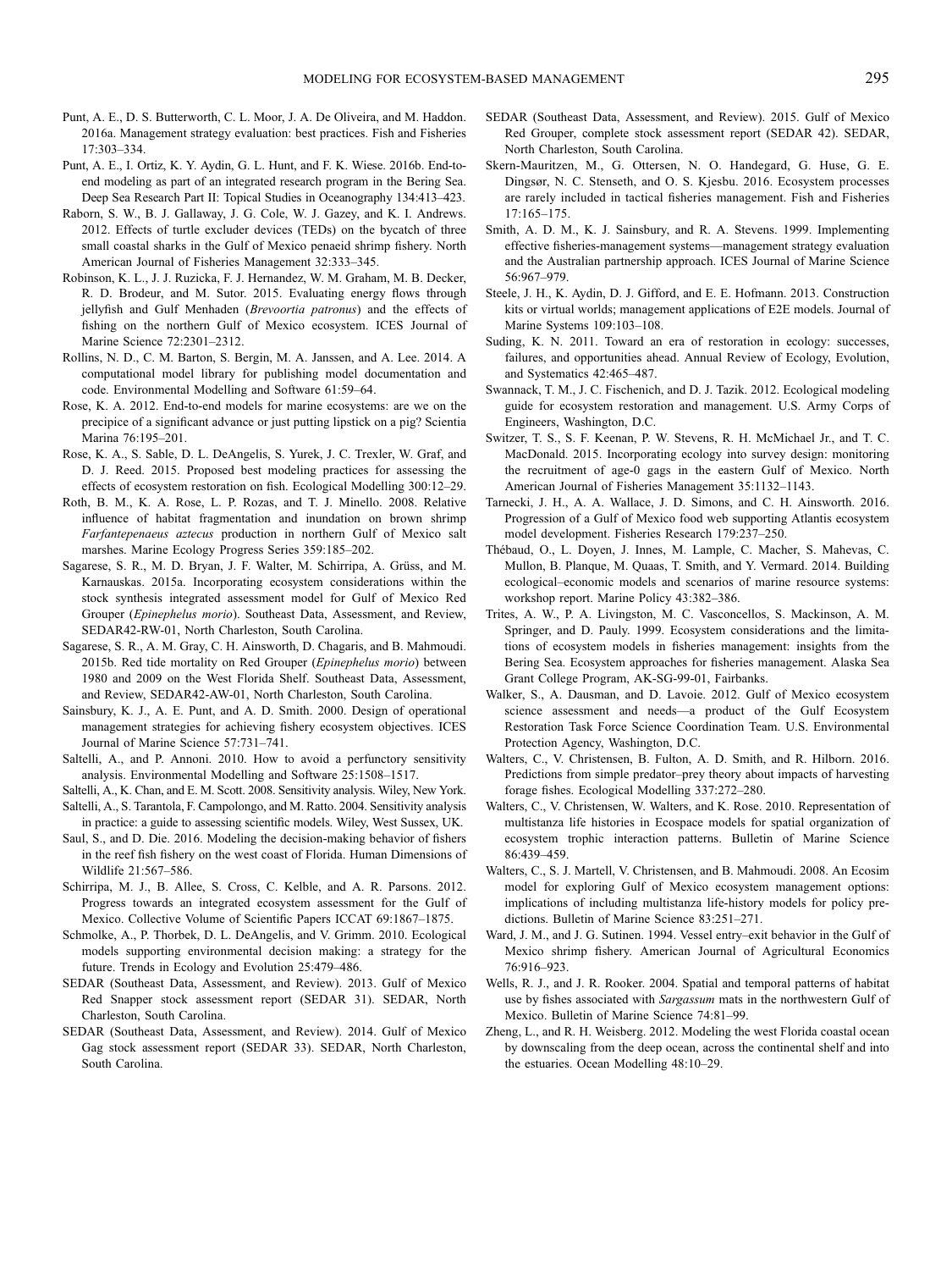Punt, A. E., D. S. Butterworth, C. L. Moor, J. A. De Oliveira, and M. Haddon. 2016a. Management strategy evaluation: best practices. Fish and Fisheries 17:303–334.

Punt, A. E., I. Ortiz, K. Y. Aydin, G. L. Hunt, and F. K. Wiese. 2016b. End-to-end modeling as part of an integrated research program in the Bering Sea. Deep Sea Research Part II: Topical Studies in Oceanography 134:413–423.

Raborn, S. W., B. J. Gallaway, J. G. Cole, W. J. Gazey, and K. I. Andrews. 2012. Effects of turtle excluder devices (TEDs) on the bycatch of three small coastal sharks in the Gulf of Mexico penaeid shrimp fishery. North American Journal of Fisheries Management 32:333–345.

Robinson, K. L., J. J. Ruzicka, F. J. Hernandez, W. M. Graham, M. B. Decker, R. D. Brodeur, and M. Sutor. 2015. Evaluating energy flows through jellyfish and Gulf Menhaden (*Brevoortia patronus*) and the effects of fishing on the northern Gulf of Mexico ecosystem. ICES Journal of Marine Science 72:2301–2312.

Rollins, N. D., C. M. Barton, S. Bergin, M. A. Janssen, and A. Lee. 2014. A computational model library for publishing model documentation and code. Environmental Modelling and Software 61:59–64.

Rose, K. A. 2012. End-to-end models for marine ecosystems: are we on the precipice of a significant advance or just putting lipstick on a pig? Scientia Marina 76:195–201.

Rose, K. A., S. Sable, D. L. DeAngelis, S. Yurek, J. C. Trexler, W. Graf, and D. J. Reed. 2015. Proposed best modeling practices for assessing the effects of ecosystem restoration on fish. Ecological Modelling 300:12–29.

Roth, B. M., K. A. Rose, L. P. Rozas, and T. J. Minello. 2008. Relative influence of habitat fragmentation and inundation on brown shrimp *Farfantepenaeus aztecus* production in northern Gulf of Mexico salt marshes. Marine Ecology Progress Series 359:185–202.

Sagarese, S. R., M. D. Bryan, J. F. Walter, M. Schirripa, A. Grüss, and M. Karnauskas. 2015a. Incorporating ecosystem considerations within the stock synthesis integrated assessment model for Gulf of Mexico Red Grouper (*Epinephelus morio*). Southeast Data, Assessment, and Review, SEDAR42-RW-01, North Charleston, South Carolina.

Sagarese, S. R., A. M. Gray, C. H. Ainsworth, D. Chagaris, and B. Mahmoudi. 2015b. Red tide mortality on Red Grouper (*Epinephelus morio*) between 1980 and 2009 on the West Florida Shelf. Southeast Data, Assessment, and Review, SEDAR42-AW-01, North Charleston, South Carolina.

Sainsbury, K. J., A. E. Punt, and A. D. Smith. 2000. Design of operational management strategies for achieving fishery ecosystem objectives. ICES Journal of Marine Science 57:731–741.

Saltelli, A., and P. Annoni. 2010. How to avoid a perfunctory sensitivity analysis. Environmental Modelling and Software 25:1508–1517.

Saltelli, A., K. Chan, and E. M. Scott. 2008. Sensitivity analysis. Wiley, New York.

Saltelli, A., S. Tarantola, F. Campolongo, and M. Ratto. 2004. Sensitivity analysis in practice: a guide to assessing scientific models. Wiley, West Sussex, UK.

Saul, S., and D. Die. 2016. Modeling the decision-making behavior of fishers in the reef fish fishery on the west coast of Florida. Human Dimensions of Wildlife 21:567–586.

Schirripa, M. J., B. Allee, S. Cross, C. Kelble, and A. R. Parsons. 2012. Progress towards an integrated ecosystem assessment for the Gulf of Mexico. Collective Volume of Scientific Papers ICCAT 69:1867–1875.

Schmolke, A., P. Thorbek, D. L. DeAngelis, and V. Grimm. 2010. Ecological models supporting environmental decision making: a strategy for the future. Trends in Ecology and Evolution 25:479–486.

SEDAR (Southeast Data, Assessment, and Review). 2013. Gulf of Mexico Red Snapper stock assessment report (SEDAR 31). SEDAR, North Charleston, South Carolina.

SEDAR (Southeast Data, Assessment, and Review). 2014. Gulf of Mexico Gag stock assessment report (SEDAR 33). SEDAR, North Charleston, South Carolina.

SEDAR (Southeast Data, Assessment, and Review). 2015. Gulf of Mexico Red Grouper, complete stock assessment report (SEDAR 42). SEDAR, North Charleston, South Carolina.

Skern-Mauritzen, M., G. Ottersen, N. O. Handegard, G. Huse, G. E. Dingsør, N. C. Stenseth, and O. S. Kjesbu. 2016. Ecosystem processes are rarely included in tactical fisheries management. Fish and Fisheries 17:165–175.

Smith, A. D. M., K. J. Sainsbury, and R. A. Stevens. 1999. Implementing effective fisheries-management systems—management strategy evaluation and the Australian partnership approach. ICES Journal of Marine Science 56:967–979.

Steele, J. H., K. Aydin, D. J. Gifford, and E. E. Hofmann. 2013. Construction kits or virtual worlds; management applications of E2E models. Journal of Marine Systems 109:103–108.

Suding, K. N. 2011. Toward an era of restoration in ecology: successes, failures, and opportunities ahead. Annual Review of Ecology, Evolution, and Systematics 42:465–487.

Swannack, T. M., J. C. Fischenich, and D. J. Tazik. 2012. Ecological modeling guide for ecosystem restoration and management. U.S. Army Corps of Engineers, Washington, D.C.

Switzer, T. S., S. F. Keenan, P. W. Stevens, R. H. McMichael Jr., and T. C. MacDonald. 2015. Incorporating ecology into survey design: monitoring the recruitment of age-0 gags in the eastern Gulf of Mexico. North American Journal of Fisheries Management 35:1132–1143.

Tarnecki, J. H., A. A. Wallace, J. D. Simons, and C. H. Ainsworth. 2016. Progression of a Gulf of Mexico food web supporting Atlantis ecosystem model development. Fisheries Research 179:237–250.

Thébaud, O., L. Doyen, J. Innes, M. Lample, C. Macher, S. Mahevas, C. Mullon, B. Planque, M. Quaas, T. Smith, and Y. Vermard. 2014. Building ecological–economic models and scenarios of marine resource systems: workshop report. Marine Policy 43:382–386.

Trites, A. W., P. A. Livingston, M. C. Vasconcellos, S. Mackinson, A. M. Springer, and D. Pauly. 1999. Ecosystem considerations and the limitations of ecosystem models in fisheries management: insights from the Bering Sea. Ecosystem approaches for fisheries management. Alaska Sea Grant College Program, AK-SG-99-01, Fairbanks.

Walker, S., A. Dausman, and D. Lavoie. 2012. Gulf of Mexico ecosystem science assessment and needs—a product of the Gulf Ecosystem Restoration Task Force Science Coordination Team. U.S. Environmental Protection Agency, Washington, D.C.

Walters, C., V. Christensen, B. Fulton, A. D. Smith, and R. Hilborn. 2016. Predictions from simple predator–prey theory about impacts of harvesting forage fishes. Ecological Modelling 337:272–280.

Walters, C., V. Christensen, W. Walters, and K. Rose. 2010. Representation of multistanza life histories in Ecospace models for spatial organization of ecosystem trophic interaction patterns. Bulletin of Marine Science 86:439–459.

Walters, C., S. J. Martell, V. Christensen, and B. Mahmoudi. 2008. An Ecosim model for exploring Gulf of Mexico ecosystem management options: implications of including multistanza life-history models for policy predictions. Bulletin of Marine Science 83:251–271.

Ward, J. M., and J. G. Sutinen. 1994. Vessel entry–exit behavior in the Gulf of Mexico shrimp fishery. American Journal of Agricultural Economics 76:916–923.

Wells, R. J., and J. R. Rooker. 2004. Spatial and temporal patterns of habitat use by fishes associated with *Sargassum* mats in the northwestern Gulf of Mexico. Bulletin of Marine Science 74:81–99.

Zheng, L., and R. H. Weisberg. 2012. Modeling the west Florida coastal ocean by downscaling from the deep ocean, across the continental shelf and into the estuaries. Ocean Modelling 48:10–29.